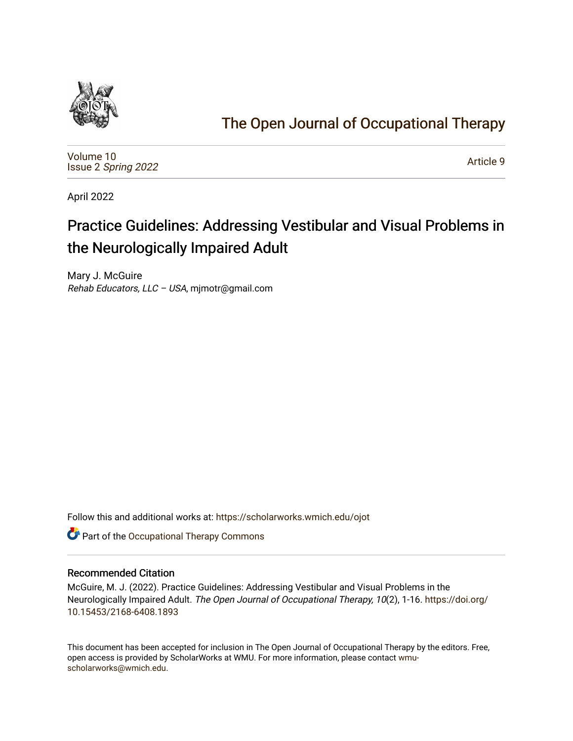# The Open Journal of Occupational Therapy

Volume 10
Issue 2 *Spring 2022*

Article 9

April 2022

## Practice Guidelines: Addressing Vestibular and Visual Problems in the Neurologically Impaired Adult

Mary J. McGuire
*Rehab Educators, LLC – USA*, mjmotr@gmail.com

Follow this and additional works at: https://scholarworks.wmich.edu/ojot

Part of the Occupational Therapy Commons

### Recommended Citation

McGuire, M. J. (2022). Practice Guidelines: Addressing Vestibular and Visual Problems in the Neurologically Impaired Adult. *The Open Journal of Occupational Therapy, 10*(2), 1-16. https://doi.org/10.15453/2168-6408.1893

This document has been accepted for inclusion in The Open Journal of Occupational Therapy by the editors. Free, open access is provided by ScholarWorks at WMU. For more information, please contact wmu-scholarworks@wmich.edu.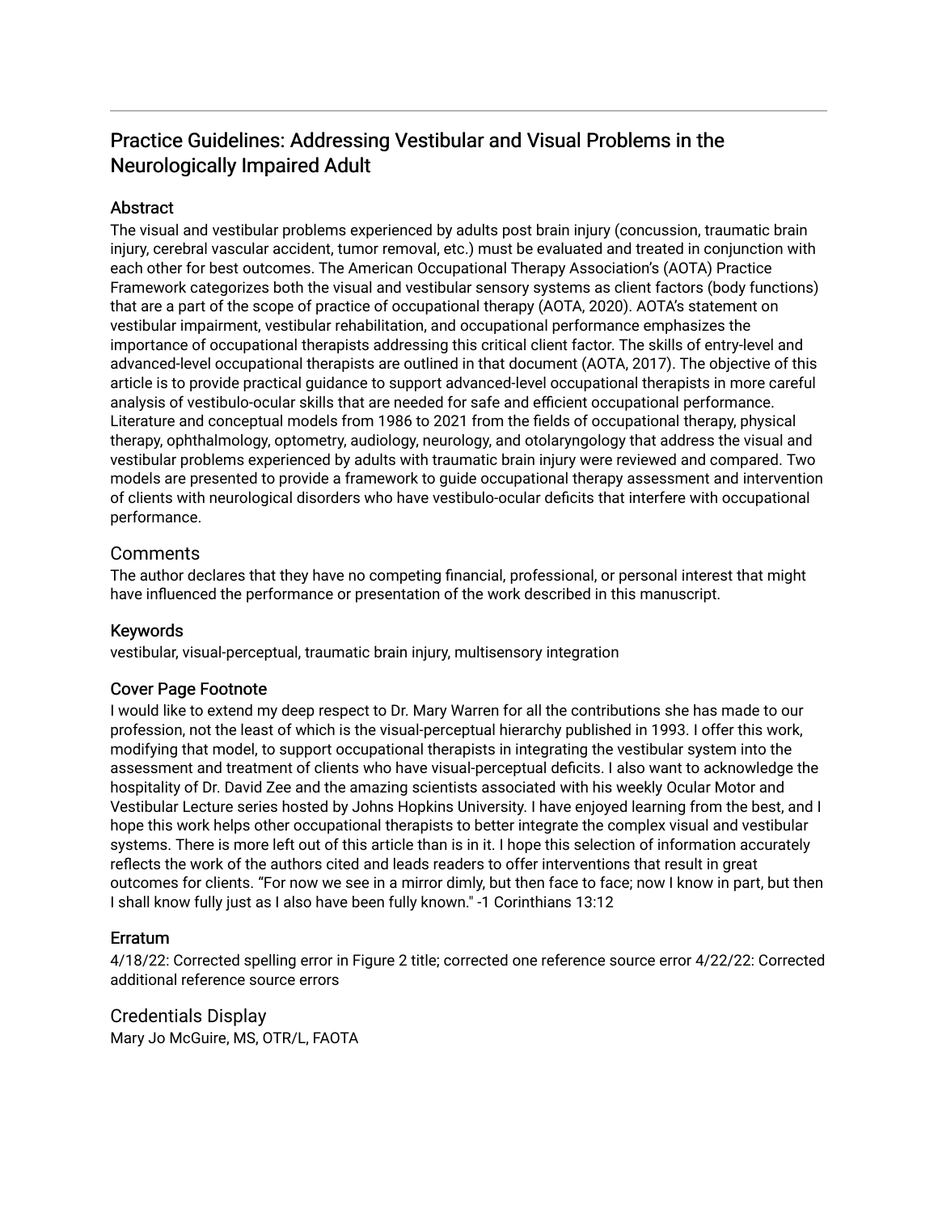# Practice Guidelines: Addressing Vestibular and Visual Problems in the Neurologically Impaired Adult

## Abstract

The visual and vestibular problems experienced by adults post brain injury (concussion, traumatic brain injury, cerebral vascular accident, tumor removal, etc.) must be evaluated and treated in conjunction with each other for best outcomes. The American Occupational Therapy Association's (AOTA) Practice Framework categorizes both the visual and vestibular sensory systems as client factors (body functions) that are a part of the scope of practice of occupational therapy (AOTA, 2020). AOTA's statement on vestibular impairment, vestibular rehabilitation, and occupational performance emphasizes the importance of occupational therapists addressing this critical client factor. The skills of entry-level and advanced-level occupational therapists are outlined in that document (AOTA, 2017). The objective of this article is to provide practical guidance to support advanced-level occupational therapists in more careful analysis of vestibulo-ocular skills that are needed for safe and efficient occupational performance. Literature and conceptual models from 1986 to 2021 from the fields of occupational therapy, physical therapy, ophthalmology, optometry, audiology, neurology, and otolaryngology that address the visual and vestibular problems experienced by adults with traumatic brain injury were reviewed and compared. Two models are presented to provide a framework to guide occupational therapy assessment and intervention of clients with neurological disorders who have vestibulo-ocular deficits that interfere with occupational performance.

## Comments

The author declares that they have no competing financial, professional, or personal interest that might have influenced the performance or presentation of the work described in this manuscript.

## Keywords

vestibular, visual-perceptual, traumatic brain injury, multisensory integration

## Cover Page Footnote

I would like to extend my deep respect to Dr. Mary Warren for all the contributions she has made to our profession, not the least of which is the visual-perceptual hierarchy published in 1993. I offer this work, modifying that model, to support occupational therapists in integrating the vestibular system into the assessment and treatment of clients who have visual-perceptual deficits. I also want to acknowledge the hospitality of Dr. David Zee and the amazing scientists associated with his weekly Ocular Motor and Vestibular Lecture series hosted by Johns Hopkins University. I have enjoyed learning from the best, and I hope this work helps other occupational therapists to better integrate the complex visual and vestibular systems. There is more left out of this article than is in it. I hope this selection of information accurately reflects the work of the authors cited and leads readers to offer interventions that result in great outcomes for clients. "For now we see in a mirror dimly, but then face to face; now I know in part, but then I shall know fully just as I also have been fully known." -1 Corinthians 13:12

## Erratum

4/18/22: Corrected spelling error in Figure 2 title; corrected one reference source error 4/22/22: Corrected additional reference source errors

## Credentials Display

Mary Jo McGuire, MS, OTR/L, FAOTA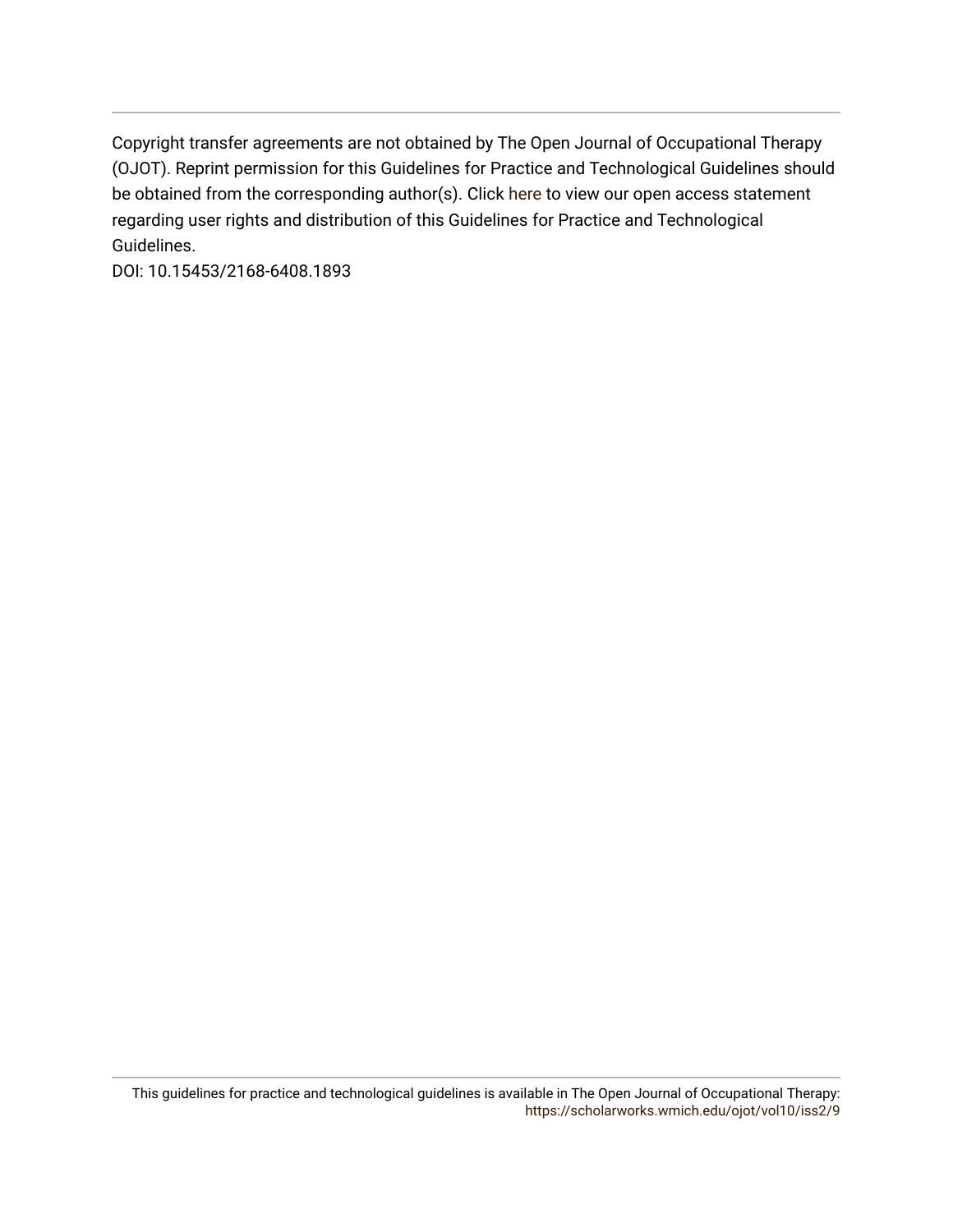Copyright transfer agreements are not obtained by The Open Journal of Occupational Therapy (OJOT). Reprint permission for this Guidelines for Practice and Technological Guidelines should be obtained from the corresponding author(s). Click here to view our open access statement regarding user rights and distribution of this Guidelines for Practice and Technological Guidelines.

DOI: 10.15453/2168-6408.1893

This guidelines for practice and technological guidelines is available in The Open Journal of Occupational Therapy: https://scholarworks.wmich.edu/ojot/vol10/iss2/9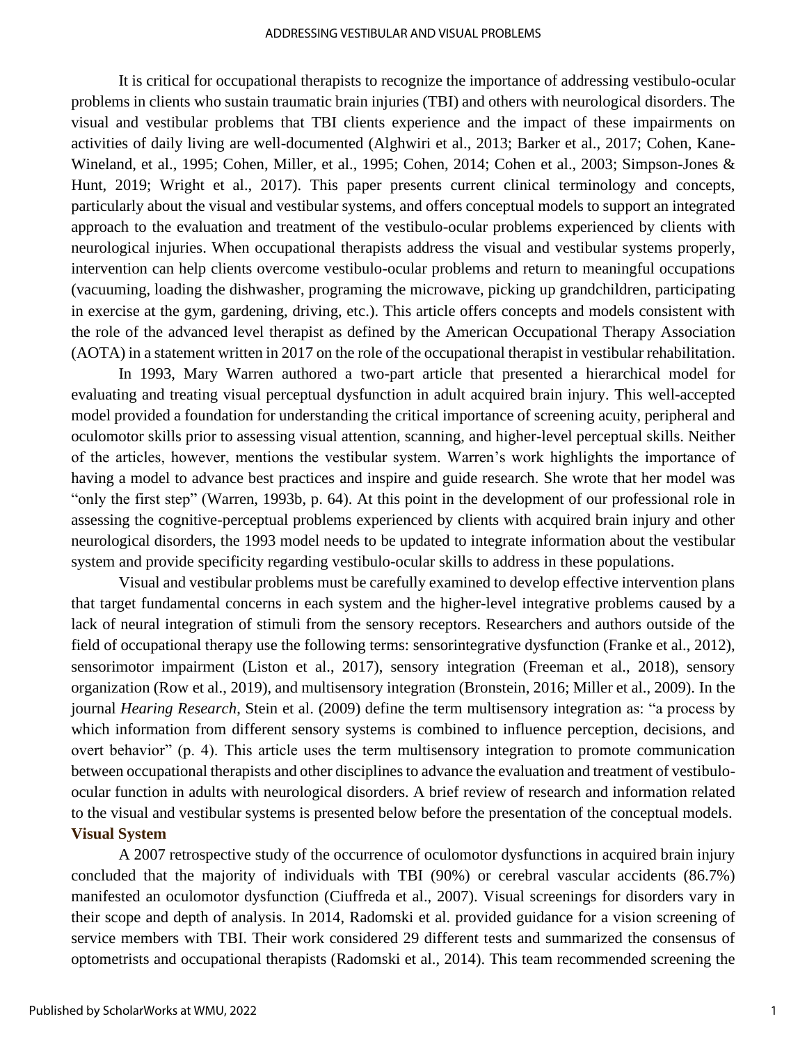It is critical for occupational therapists to recognize the importance of addressing vestibulo-ocular problems in clients who sustain traumatic brain injuries (TBI) and others with neurological disorders. The visual and vestibular problems that TBI clients experience and the impact of these impairments on activities of daily living are well-documented (Alghwiri et al., 2013; Barker et al., 2017; Cohen, Kane-Wineland, et al., 1995; Cohen, Miller, et al., 1995; Cohen, 2014; Cohen et al., 2003; Simpson-Jones & Hunt, 2019; Wright et al., 2017). This paper presents current clinical terminology and concepts, particularly about the visual and vestibular systems, and offers conceptual models to support an integrated approach to the evaluation and treatment of the vestibulo-ocular problems experienced by clients with neurological injuries. When occupational therapists address the visual and vestibular systems properly, intervention can help clients overcome vestibulo-ocular problems and return to meaningful occupations (vacuuming, loading the dishwasher, programing the microwave, picking up grandchildren, participating in exercise at the gym, gardening, driving, etc.). This article offers concepts and models consistent with the role of the advanced level therapist as defined by the American Occupational Therapy Association (AOTA) in a statement written in 2017 on the role of the occupational therapist in vestibular rehabilitation.

In 1993, Mary Warren authored a two-part article that presented a hierarchical model for evaluating and treating visual perceptual dysfunction in adult acquired brain injury. This well-accepted model provided a foundation for understanding the critical importance of screening acuity, peripheral and oculomotor skills prior to assessing visual attention, scanning, and higher-level perceptual skills. Neither of the articles, however, mentions the vestibular system. Warren's work highlights the importance of having a model to advance best practices and inspire and guide research. She wrote that her model was "only the first step" (Warren, 1993b, p. 64). At this point in the development of our professional role in assessing the cognitive-perceptual problems experienced by clients with acquired brain injury and other neurological disorders, the 1993 model needs to be updated to integrate information about the vestibular system and provide specificity regarding vestibulo-ocular skills to address in these populations.

Visual and vestibular problems must be carefully examined to develop effective intervention plans that target fundamental concerns in each system and the higher-level integrative problems caused by a lack of neural integration of stimuli from the sensory receptors. Researchers and authors outside of the field of occupational therapy use the following terms: sensorintegrative dysfunction (Franke et al., 2012), sensorimotor impairment (Liston et al., 2017), sensory integration (Freeman et al., 2018), sensory organization (Row et al., 2019), and multisensory integration (Bronstein, 2016; Miller et al., 2009). In the journal *Hearing Research*, Stein et al. (2009) define the term multisensory integration as: "a process by which information from different sensory systems is combined to influence perception, decisions, and overt behavior" (p. 4). This article uses the term multisensory integration to promote communication between occupational therapists and other disciplines to advance the evaluation and treatment of vestibulo-ocular function in adults with neurological disorders. A brief review of research and information related to the visual and vestibular systems is presented below before the presentation of the conceptual models.

## Visual System

A 2007 retrospective study of the occurrence of oculomotor dysfunctions in acquired brain injury concluded that the majority of individuals with TBI (90%) or cerebral vascular accidents (86.7%) manifested an oculomotor dysfunction (Ciuffreda et al., 2007). Visual screenings for disorders vary in their scope and depth of analysis. In 2014, Radomski et al. provided guidance for a vision screening of service members with TBI. Their work considered 29 different tests and summarized the consensus of optometrists and occupational therapists (Radomski et al., 2014). This team recommended screening the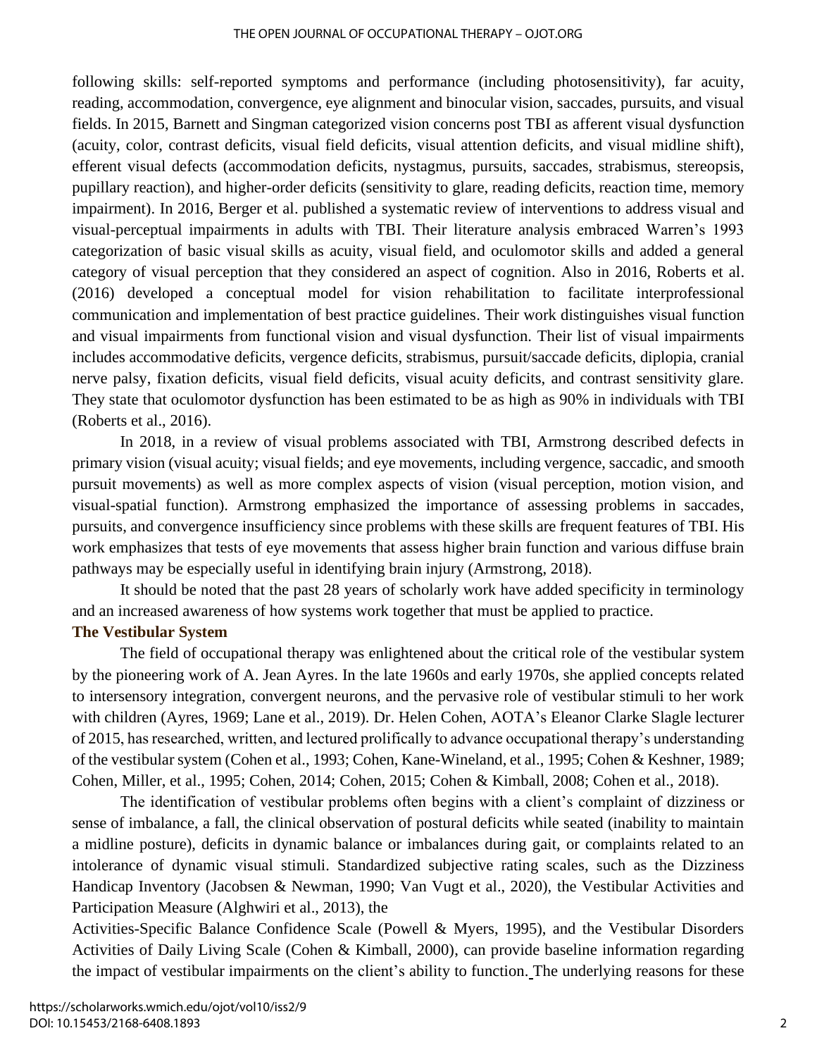following skills: self-reported symptoms and performance (including photosensitivity), far acuity, reading, accommodation, convergence, eye alignment and binocular vision, saccades, pursuits, and visual fields. In 2015, Barnett and Singman categorized vision concerns post TBI as afferent visual dysfunction (acuity, color, contrast deficits, visual field deficits, visual attention deficits, and visual midline shift), efferent visual defects (accommodation deficits, nystagmus, pursuits, saccades, strabismus, stereopsis, pupillary reaction), and higher-order deficits (sensitivity to glare, reading deficits, reaction time, memory impairment). In 2016, Berger et al. published a systematic review of interventions to address visual and visual-perceptual impairments in adults with TBI. Their literature analysis embraced Warren's 1993 categorization of basic visual skills as acuity, visual field, and oculomotor skills and added a general category of visual perception that they considered an aspect of cognition. Also in 2016, Roberts et al. (2016) developed a conceptual model for vision rehabilitation to facilitate interprofessional communication and implementation of best practice guidelines. Their work distinguishes visual function and visual impairments from functional vision and visual dysfunction. Their list of visual impairments includes accommodative deficits, vergence deficits, strabismus, pursuit/saccade deficits, diplopia, cranial nerve palsy, fixation deficits, visual field deficits, visual acuity deficits, and contrast sensitivity glare. They state that oculomotor dysfunction has been estimated to be as high as 90% in individuals with TBI (Roberts et al., 2016).

In 2018, in a review of visual problems associated with TBI, Armstrong described defects in primary vision (visual acuity; visual fields; and eye movements, including vergence, saccadic, and smooth pursuit movements) as well as more complex aspects of vision (visual perception, motion vision, and visual-spatial function). Armstrong emphasized the importance of assessing problems in saccades, pursuits, and convergence insufficiency since problems with these skills are frequent features of TBI. His work emphasizes that tests of eye movements that assess higher brain function and various diffuse brain pathways may be especially useful in identifying brain injury (Armstrong, 2018).

It should be noted that the past 28 years of scholarly work have added specificity in terminology and an increased awareness of how systems work together that must be applied to practice.

### The Vestibular System

The field of occupational therapy was enlightened about the critical role of the vestibular system by the pioneering work of A. Jean Ayres. In the late 1960s and early 1970s, she applied concepts related to intersensory integration, convergent neurons, and the pervasive role of vestibular stimuli to her work with children (Ayres, 1969; Lane et al., 2019). Dr. Helen Cohen, AOTA's Eleanor Clarke Slagle lecturer of 2015, has researched, written, and lectured prolifically to advance occupational therapy's understanding of the vestibular system (Cohen et al., 1993; Cohen, Kane-Wineland, et al., 1995; Cohen & Keshner, 1989; Cohen, Miller, et al., 1995; Cohen, 2014; Cohen, 2015; Cohen & Kimball, 2008; Cohen et al., 2018).

The identification of vestibular problems often begins with a client's complaint of dizziness or sense of imbalance, a fall, the clinical observation of postural deficits while seated (inability to maintain a midline posture), deficits in dynamic balance or imbalances during gait, or complaints related to an intolerance of dynamic visual stimuli. Standardized subjective rating scales, such as the Dizziness Handicap Inventory (Jacobsen & Newman, 1990; Van Vugt et al., 2020), the Vestibular Activities and Participation Measure (Alghwiri et al., 2013), the Activities-Specific Balance Confidence Scale (Powell & Myers, 1995), and the Vestibular Disorders Activities of Daily Living Scale (Cohen & Kimball, 2000), can provide baseline information regarding the impact of vestibular impairments on the client's ability to function. The underlying reasons for these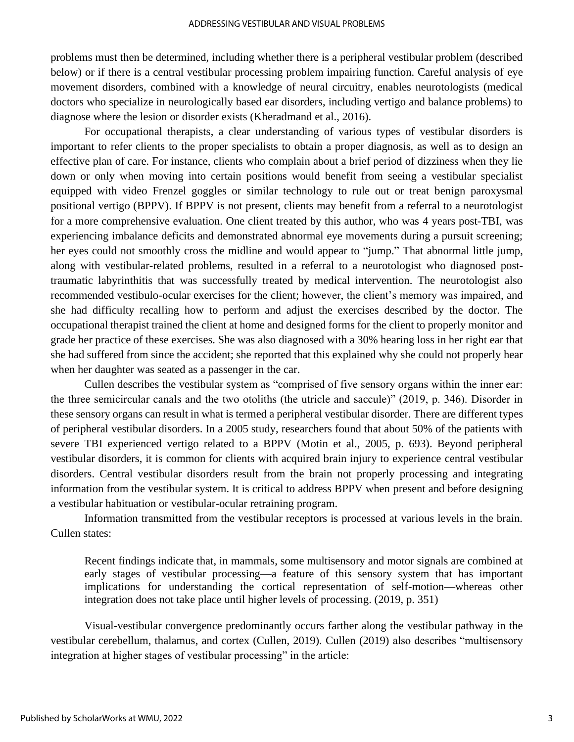problems must then be determined, including whether there is a peripheral vestibular problem (described below) or if there is a central vestibular processing problem impairing function. Careful analysis of eye movement disorders, combined with a knowledge of neural circuitry, enables neurotologists (medical doctors who specialize in neurologically based ear disorders, including vertigo and balance problems) to diagnose where the lesion or disorder exists (Kheradmand et al., 2016).

For occupational therapists, a clear understanding of various types of vestibular disorders is important to refer clients to the proper specialists to obtain a proper diagnosis, as well as to design an effective plan of care. For instance, clients who complain about a brief period of dizziness when they lie down or only when moving into certain positions would benefit from seeing a vestibular specialist equipped with video Frenzel goggles or similar technology to rule out or treat benign paroxysmal positional vertigo (BPPV). If BPPV is not present, clients may benefit from a referral to a neurotologist for a more comprehensive evaluation. One client treated by this author, who was 4 years post-TBI, was experiencing imbalance deficits and demonstrated abnormal eye movements during a pursuit screening; her eyes could not smoothly cross the midline and would appear to "jump." That abnormal little jump, along with vestibular-related problems, resulted in a referral to a neurotologist who diagnosed post-traumatic labyrinthitis that was successfully treated by medical intervention. The neurotologist also recommended vestibulo-ocular exercises for the client; however, the client's memory was impaired, and she had difficulty recalling how to perform and adjust the exercises described by the doctor. The occupational therapist trained the client at home and designed forms for the client to properly monitor and grade her practice of these exercises. She was also diagnosed with a 30% hearing loss in her right ear that she had suffered from since the accident; she reported that this explained why she could not properly hear when her daughter was seated as a passenger in the car.

Cullen describes the vestibular system as "comprised of five sensory organs within the inner ear: the three semicircular canals and the two otoliths (the utricle and saccule)" (2019, p. 346). Disorder in these sensory organs can result in what is termed a peripheral vestibular disorder. There are different types of peripheral vestibular disorders. In a 2005 study, researchers found that about 50% of the patients with severe TBI experienced vertigo related to a BPPV (Motin et al., 2005, p. 693). Beyond peripheral vestibular disorders, it is common for clients with acquired brain injury to experience central vestibular disorders. Central vestibular disorders result from the brain not properly processing and integrating information from the vestibular system. It is critical to address BPPV when present and before designing a vestibular habituation or vestibular-ocular retraining program.

Information transmitted from the vestibular receptors is processed at various levels in the brain. Cullen states:

> Recent findings indicate that, in mammals, some multisensory and motor signals are combined at early stages of vestibular processing—a feature of this sensory system that has important implications for understanding the cortical representation of self-motion—whereas other integration does not take place until higher levels of processing. (2019, p. 351)

Visual-vestibular convergence predominantly occurs farther along the vestibular pathway in the vestibular cerebellum, thalamus, and cortex (Cullen, 2019). Cullen (2019) also describes "multisensory integration at higher stages of vestibular processing" in the article: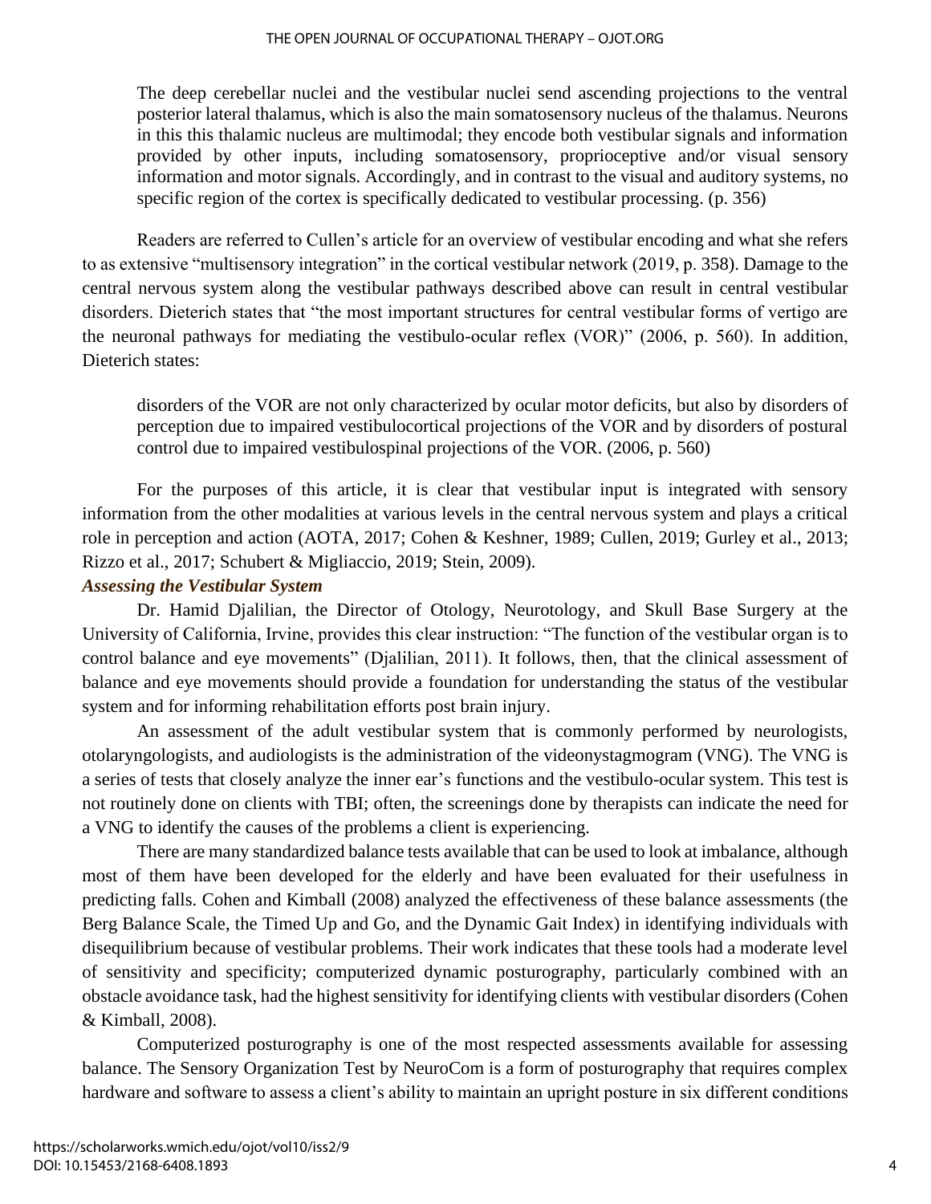> The deep cerebellar nuclei and the vestibular nuclei send ascending projections to the ventral posterior lateral thalamus, which is also the main somatosensory nucleus of the thalamus. Neurons in this this thalamic nucleus are multimodal; they encode both vestibular signals and information provided by other inputs, including somatosensory, proprioceptive and/or visual sensory information and motor signals. Accordingly, and in contrast to the visual and auditory systems, no specific region of the cortex is specifically dedicated to vestibular processing. (p. 356)

Readers are referred to Cullen's article for an overview of vestibular encoding and what she refers to as extensive "multisensory integration" in the cortical vestibular network (2019, p. 358). Damage to the central nervous system along the vestibular pathways described above can result in central vestibular disorders. Dieterich states that "the most important structures for central vestibular forms of vertigo are the neuronal pathways for mediating the vestibulo-ocular reflex (VOR)" (2006, p. 560). In addition, Dieterich states:

> disorders of the VOR are not only characterized by ocular motor deficits, but also by disorders of perception due to impaired vestibulocortical projections of the VOR and by disorders of postural control due to impaired vestibulospinal projections of the VOR. (2006, p. 560)

For the purposes of this article, it is clear that vestibular input is integrated with sensory information from the other modalities at various levels in the central nervous system and plays a critical role in perception and action (AOTA, 2017; Cohen & Keshner, 1989; Cullen, 2019; Gurley et al., 2013; Rizzo et al., 2017; Schubert & Migliaccio, 2019; Stein, 2009).

### *Assessing the Vestibular System*

Dr. Hamid Djalilian, the Director of Otology, Neurotology, and Skull Base Surgery at the University of California, Irvine, provides this clear instruction: "The function of the vestibular organ is to control balance and eye movements" (Djalilian, 2011). It follows, then, that the clinical assessment of balance and eye movements should provide a foundation for understanding the status of the vestibular system and for informing rehabilitation efforts post brain injury.

An assessment of the adult vestibular system that is commonly performed by neurologists, otolaryngologists, and audiologists is the administration of the videonystagmogram (VNG). The VNG is a series of tests that closely analyze the inner ear's functions and the vestibulo-ocular system. This test is not routinely done on clients with TBI; often, the screenings done by therapists can indicate the need for a VNG to identify the causes of the problems a client is experiencing.

There are many standardized balance tests available that can be used to look at imbalance, although most of them have been developed for the elderly and have been evaluated for their usefulness in predicting falls. Cohen and Kimball (2008) analyzed the effectiveness of these balance assessments (the Berg Balance Scale, the Timed Up and Go, and the Dynamic Gait Index) in identifying individuals with disequilibrium because of vestibular problems. Their work indicates that these tools had a moderate level of sensitivity and specificity; computerized dynamic posturography, particularly combined with an obstacle avoidance task, had the highest sensitivity for identifying clients with vestibular disorders (Cohen & Kimball, 2008).

Computerized posturography is one of the most respected assessments available for assessing balance. The Sensory Organization Test by NeuroCom is a form of posturography that requires complex hardware and software to assess a client's ability to maintain an upright posture in six different conditions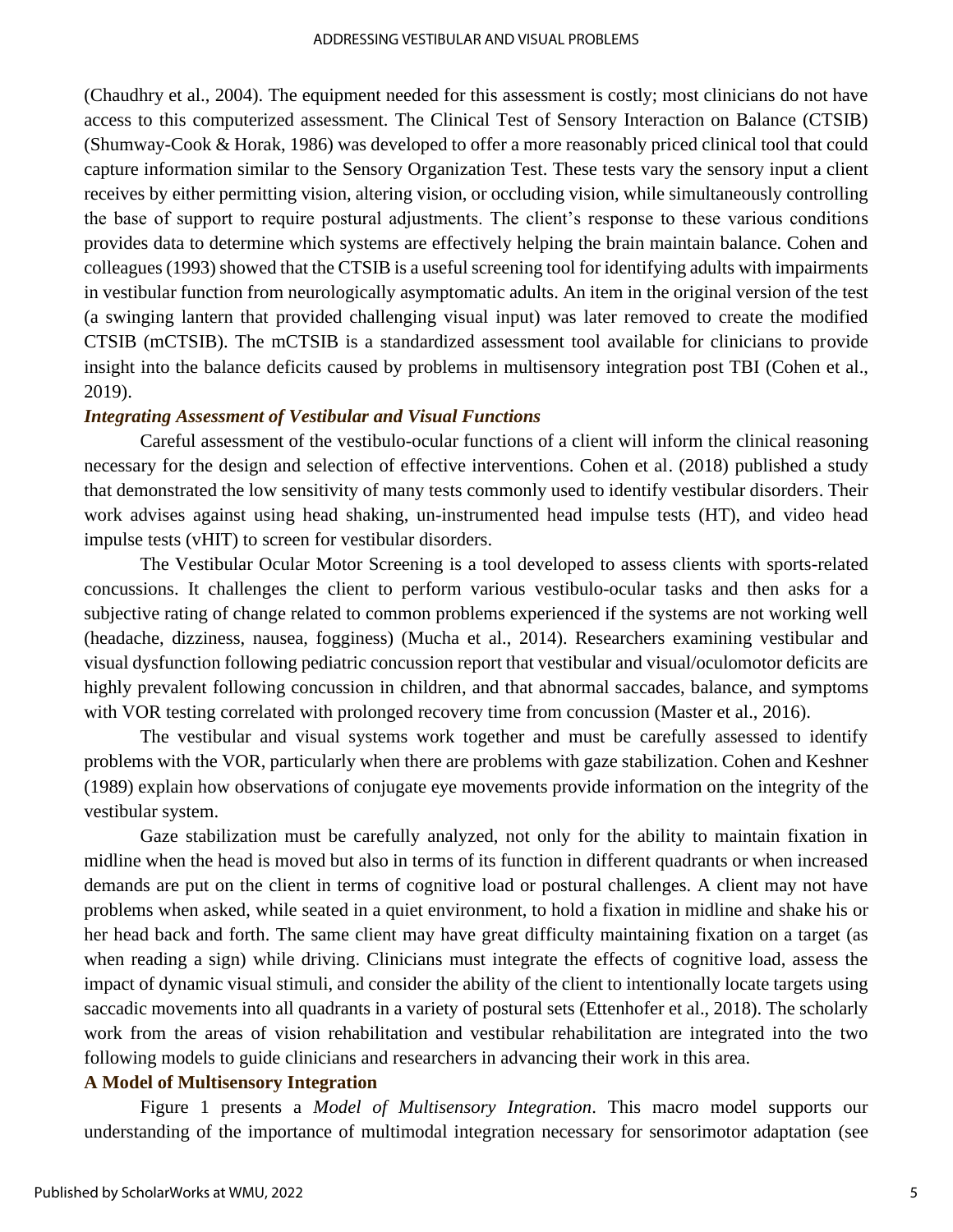(Chaudhry et al., 2004). The equipment needed for this assessment is costly; most clinicians do not have access to this computerized assessment. The Clinical Test of Sensory Interaction on Balance (CTSIB) (Shumway-Cook & Horak, 1986) was developed to offer a more reasonably priced clinical tool that could capture information similar to the Sensory Organization Test. These tests vary the sensory input a client receives by either permitting vision, altering vision, or occluding vision, while simultaneously controlling the base of support to require postural adjustments. The client's response to these various conditions provides data to determine which systems are effectively helping the brain maintain balance. Cohen and colleagues (1993) showed that the CTSIB is a useful screening tool for identifying adults with impairments in vestibular function from neurologically asymptomatic adults. An item in the original version of the test (a swinging lantern that provided challenging visual input) was later removed to create the modified CTSIB (mCTSIB). The mCTSIB is a standardized assessment tool available for clinicians to provide insight into the balance deficits caused by problems in multisensory integration post TBI (Cohen et al., 2019).

### *Integrating Assessment of Vestibular and Visual Functions*

Careful assessment of the vestibulo-ocular functions of a client will inform the clinical reasoning necessary for the design and selection of effective interventions. Cohen et al. (2018) published a study that demonstrated the low sensitivity of many tests commonly used to identify vestibular disorders. Their work advises against using head shaking, un-instrumented head impulse tests (HT), and video head impulse tests (vHIT) to screen for vestibular disorders.

The Vestibular Ocular Motor Screening is a tool developed to assess clients with sports-related concussions. It challenges the client to perform various vestibulo-ocular tasks and then asks for a subjective rating of change related to common problems experienced if the systems are not working well (headache, dizziness, nausea, fogginess) (Mucha et al., 2014). Researchers examining vestibular and visual dysfunction following pediatric concussion report that vestibular and visual/oculomotor deficits are highly prevalent following concussion in children, and that abnormal saccades, balance, and symptoms with VOR testing correlated with prolonged recovery time from concussion (Master et al., 2016).

The vestibular and visual systems work together and must be carefully assessed to identify problems with the VOR, particularly when there are problems with gaze stabilization. Cohen and Keshner (1989) explain how observations of conjugate eye movements provide information on the integrity of the vestibular system.

Gaze stabilization must be carefully analyzed, not only for the ability to maintain fixation in midline when the head is moved but also in terms of its function in different quadrants or when increased demands are put on the client in terms of cognitive load or postural challenges. A client may not have problems when asked, while seated in a quiet environment, to hold a fixation in midline and shake his or her head back and forth. The same client may have great difficulty maintaining fixation on a target (as when reading a sign) while driving. Clinicians must integrate the effects of cognitive load, assess the impact of dynamic visual stimuli, and consider the ability of the client to intentionally locate targets using saccadic movements into all quadrants in a variety of postural sets (Ettenhofer et al., 2018). The scholarly work from the areas of vision rehabilitation and vestibular rehabilitation are integrated into the two following models to guide clinicians and researchers in advancing their work in this area.

## A Model of Multisensory Integration

Figure 1 presents a *Model of Multisensory Integration*. This macro model supports our understanding of the importance of multimodal integration necessary for sensorimotor adaptation (see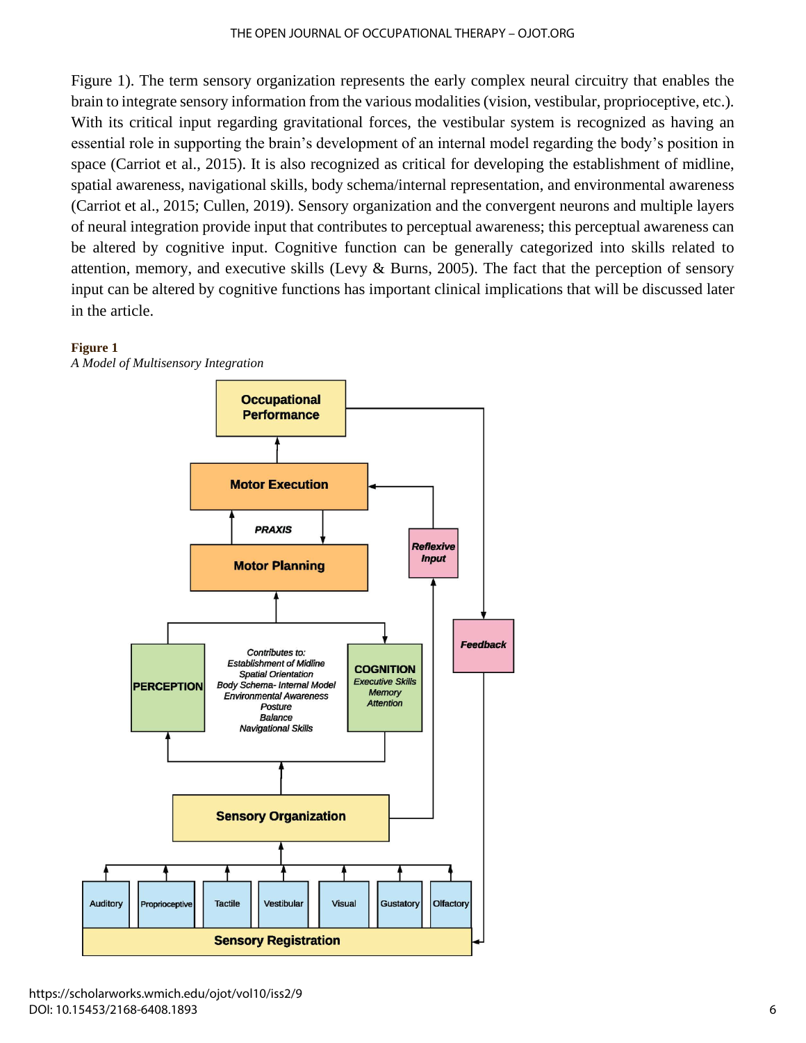Figure 1). The term sensory organization represents the early complex neural circuitry that enables the brain to integrate sensory information from the various modalities (vision, vestibular, proprioceptive, etc.). With its critical input regarding gravitational forces, the vestibular system is recognized as having an essential role in supporting the brain's development of an internal model regarding the body's position in space (Carriot et al., 2015). It is also recognized as critical for developing the establishment of midline, spatial awareness, navigational skills, body schema/internal representation, and environmental awareness (Carriot et al., 2015; Cullen, 2019). Sensory organization and the convergent neurons and multiple layers of neural integration provide input that contributes to perceptual awareness; this perceptual awareness can be altered by cognitive input. Cognitive function can be generally categorized into skills related to attention, memory, and executive skills (Levy & Burns, 2005). The fact that the perception of sensory input can be altered by cognitive functions has important clinical implications that will be discussed later in the article.

**Figure 1**

*A Model of Multisensory Integration*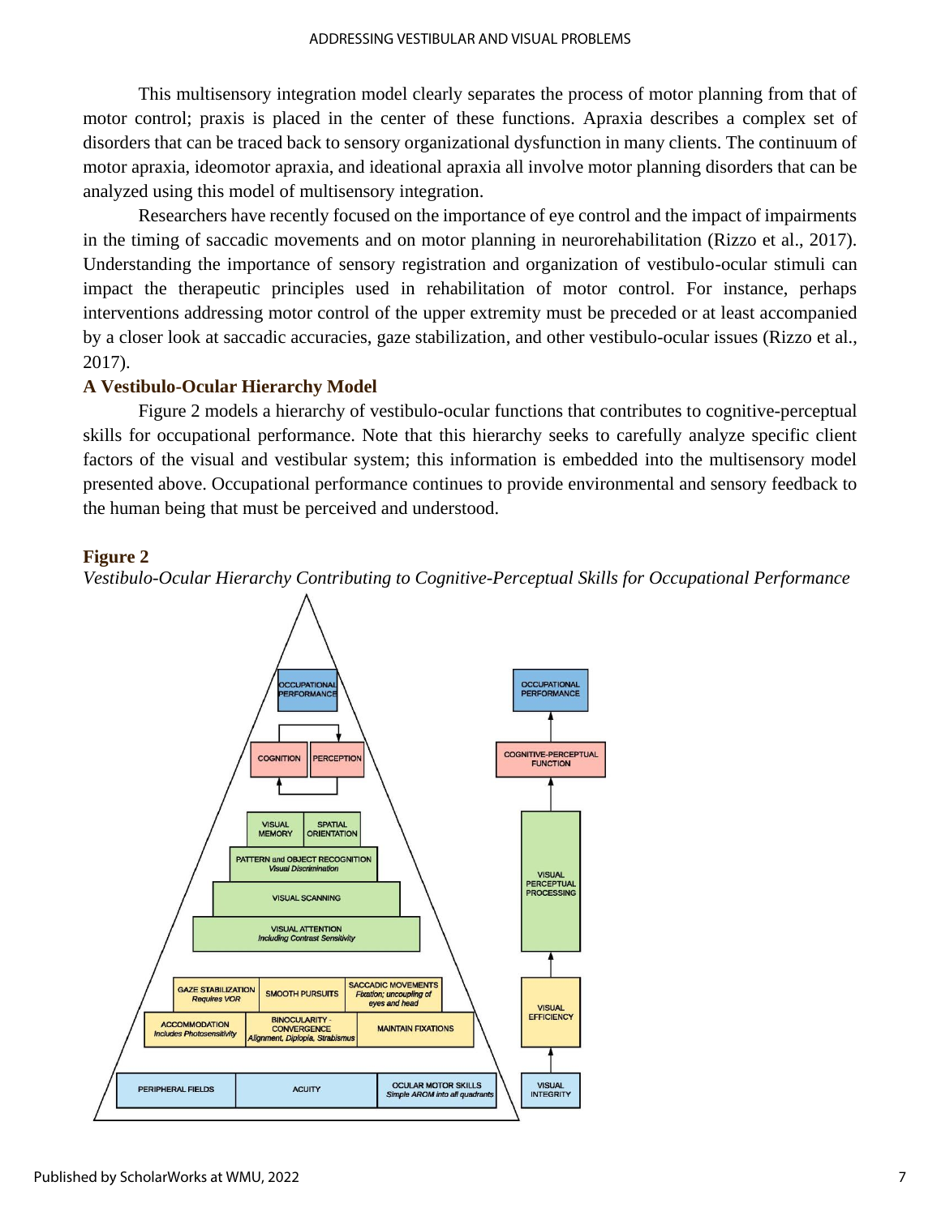This multisensory integration model clearly separates the process of motor planning from that of motor control; praxis is placed in the center of these functions. Apraxia describes a complex set of disorders that can be traced back to sensory organizational dysfunction in many clients. The continuum of motor apraxia, ideomotor apraxia, and ideational apraxia all involve motor planning disorders that can be analyzed using this model of multisensory integration.

Researchers have recently focused on the importance of eye control and the impact of impairments in the timing of saccadic movements and on motor planning in neurorehabilitation (Rizzo et al., 2017). Understanding the importance of sensory registration and organization of vestibulo-ocular stimuli can impact the therapeutic principles used in rehabilitation of motor control. For instance, perhaps interventions addressing motor control of the upper extremity must be preceded or at least accompanied by a closer look at saccadic accuracies, gaze stabilization, and other vestibulo-ocular issues (Rizzo et al., 2017).

### A Vestibulo-Ocular Hierarchy Model

Figure 2 models a hierarchy of vestibulo-ocular functions that contributes to cognitive-perceptual skills for occupational performance. Note that this hierarchy seeks to carefully analyze specific client factors of the visual and vestibular system; this information is embedded into the multisensory model presented above. Occupational performance continues to provide environmental and sensory feedback to the human being that must be perceived and understood.

**Figure 2**

*Vestibulo-Ocular Hierarchy Contributing to Cognitive-Perceptual Skills for Occupational Performance*

OCCUPATIONAL PERFORMANCE

COGNITION | PERCEPTION

VISUAL MEMORY | SPATIAL ORIENTATION

PATTERN and OBJECT RECOGNITION *Visual Discrimination*

VISUAL SCANNING

VISUAL ATTENTION *Including Contrast Sensitivity*

GAZE STABILIZATION *Requires VOR* | SMOOTH PURSUITS | SACCADIC MOVEMENTS *Fixation; uncoupling of eyes and head*

ACCOMMODATION *Includes Photosensitivity* | BINOCULARITY - CONVERGENCE *Alignment, Diplopia, Strabismus* | MAINTAIN FIXATIONS

PERIPHERAL FIELDS | ACUITY | OCULAR MOTOR SKILLS *Simple AROM into all quadrants*

VISUAL INTEGRITY → VISUAL EFFICIENCY → VISUAL PERCEPTUAL PROCESSING → COGNITIVE-PERCEPTUAL FUNCTION → OCCUPATIONAL PERFORMANCE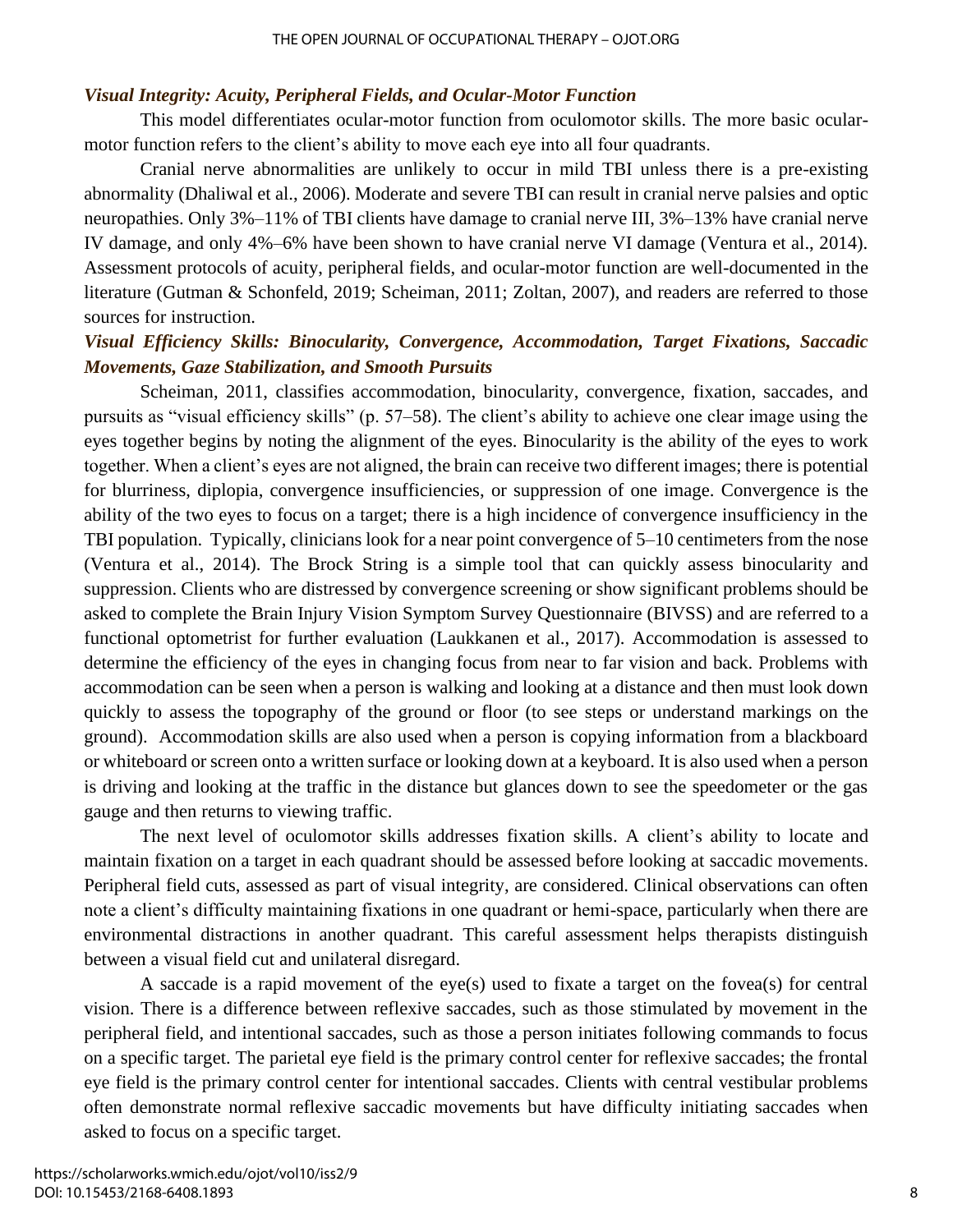### *Visual Integrity: Acuity, Peripheral Fields, and Ocular-Motor Function*

This model differentiates ocular-motor function from oculomotor skills. The more basic ocular-motor function refers to the client's ability to move each eye into all four quadrants.

Cranial nerve abnormalities are unlikely to occur in mild TBI unless there is a pre-existing abnormality (Dhaliwal et al., 2006). Moderate and severe TBI can result in cranial nerve palsies and optic neuropathies. Only 3%–11% of TBI clients have damage to cranial nerve III, 3%–13% have cranial nerve IV damage, and only 4%–6% have been shown to have cranial nerve VI damage (Ventura et al., 2014). Assessment protocols of acuity, peripheral fields, and ocular-motor function are well-documented in the literature (Gutman & Schonfeld, 2019; Scheiman, 2011; Zoltan, 2007), and readers are referred to those sources for instruction.

### *Visual Efficiency Skills: Binocularity, Convergence, Accommodation, Target Fixations, Saccadic Movements, Gaze Stabilization, and Smooth Pursuits*

Scheiman, 2011, classifies accommodation, binocularity, convergence, fixation, saccades, and pursuits as "visual efficiency skills" (p. 57–58). The client's ability to achieve one clear image using the eyes together begins by noting the alignment of the eyes. Binocularity is the ability of the eyes to work together. When a client's eyes are not aligned, the brain can receive two different images; there is potential for blurriness, diplopia, convergence insufficiencies, or suppression of one image. Convergence is the ability of the two eyes to focus on a target; there is a high incidence of convergence insufficiency in the TBI population. Typically, clinicians look for a near point convergence of 5–10 centimeters from the nose (Ventura et al., 2014). The Brock String is a simple tool that can quickly assess binocularity and suppression. Clients who are distressed by convergence screening or show significant problems should be asked to complete the Brain Injury Vision Symptom Survey Questionnaire (BIVSS) and are referred to a functional optometrist for further evaluation (Laukkanen et al., 2017). Accommodation is assessed to determine the efficiency of the eyes in changing focus from near to far vision and back. Problems with accommodation can be seen when a person is walking and looking at a distance and then must look down quickly to assess the topography of the ground or floor (to see steps or understand markings on the ground). Accommodation skills are also used when a person is copying information from a blackboard or whiteboard or screen onto a written surface or looking down at a keyboard. It is also used when a person is driving and looking at the traffic in the distance but glances down to see the speedometer or the gas gauge and then returns to viewing traffic.

The next level of oculomotor skills addresses fixation skills. A client's ability to locate and maintain fixation on a target in each quadrant should be assessed before looking at saccadic movements. Peripheral field cuts, assessed as part of visual integrity, are considered. Clinical observations can often note a client's difficulty maintaining fixations in one quadrant or hemi-space, particularly when there are environmental distractions in another quadrant. This careful assessment helps therapists distinguish between a visual field cut and unilateral disregard.

A saccade is a rapid movement of the eye(s) used to fixate a target on the fovea(s) for central vision. There is a difference between reflexive saccades, such as those stimulated by movement in the peripheral field, and intentional saccades, such as those a person initiates following commands to focus on a specific target. The parietal eye field is the primary control center for reflexive saccades; the frontal eye field is the primary control center for intentional saccades. Clients with central vestibular problems often demonstrate normal reflexive saccadic movements but have difficulty initiating saccades when asked to focus on a specific target.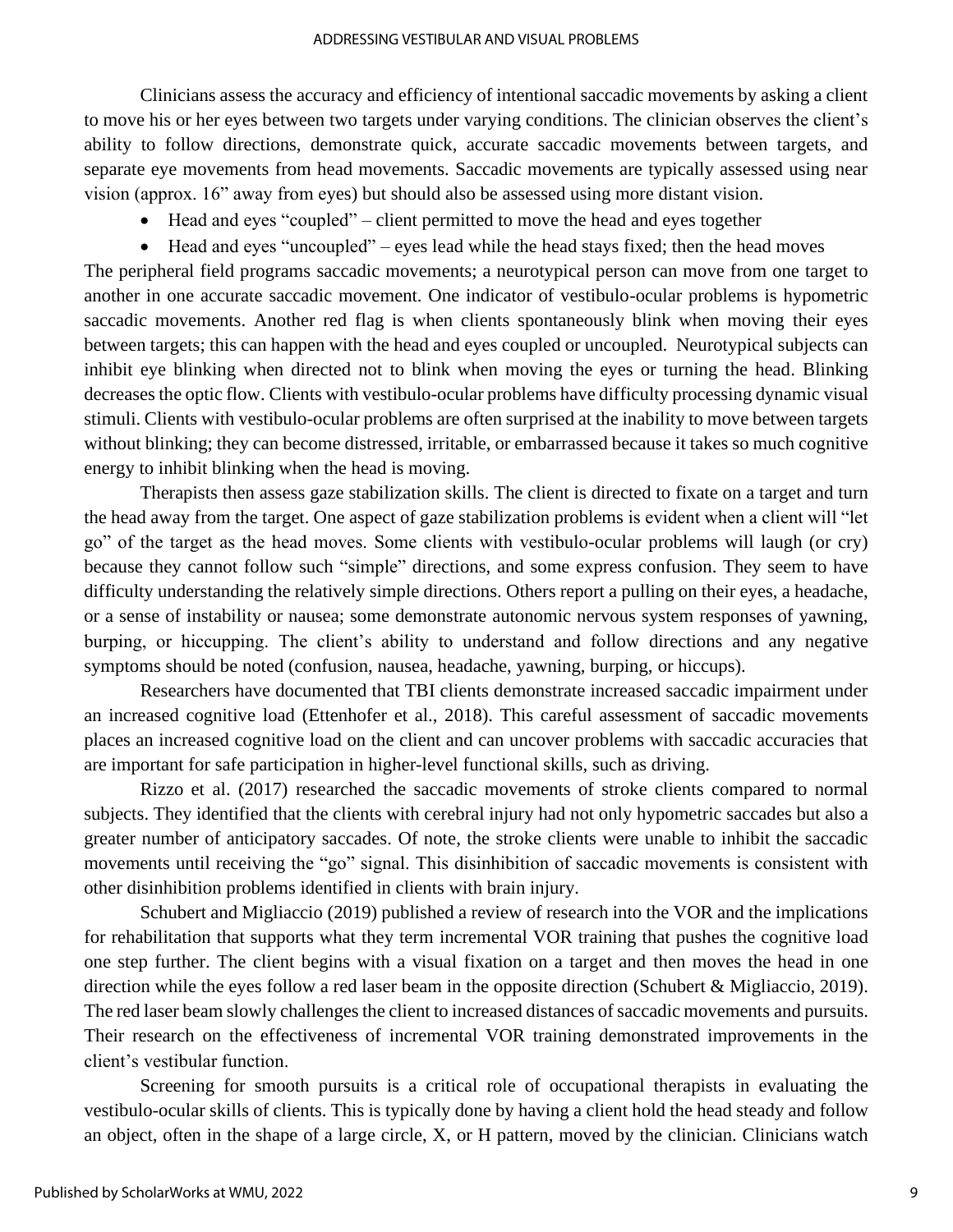Clinicians assess the accuracy and efficiency of intentional saccadic movements by asking a client to move his or her eyes between two targets under varying conditions. The clinician observes the client's ability to follow directions, demonstrate quick, accurate saccadic movements between targets, and separate eye movements from head movements. Saccadic movements are typically assessed using near vision (approx. 16" away from eyes) but should also be assessed using more distant vision.

- Head and eyes "coupled" – client permitted to move the head and eyes together
- Head and eyes "uncoupled" – eyes lead while the head stays fixed; then the head moves

The peripheral field programs saccadic movements; a neurotypical person can move from one target to another in one accurate saccadic movement. One indicator of vestibulo-ocular problems is hypometric saccadic movements. Another red flag is when clients spontaneously blink when moving their eyes between targets; this can happen with the head and eyes coupled or uncoupled. Neurotypical subjects can inhibit eye blinking when directed not to blink when moving the eyes or turning the head. Blinking decreases the optic flow. Clients with vestibulo-ocular problems have difficulty processing dynamic visual stimuli. Clients with vestibulo-ocular problems are often surprised at the inability to move between targets without blinking; they can become distressed, irritable, or embarrassed because it takes so much cognitive energy to inhibit blinking when the head is moving.

Therapists then assess gaze stabilization skills. The client is directed to fixate on a target and turn the head away from the target. One aspect of gaze stabilization problems is evident when a client will "let go" of the target as the head moves. Some clients with vestibulo-ocular problems will laugh (or cry) because they cannot follow such "simple" directions, and some express confusion. They seem to have difficulty understanding the relatively simple directions. Others report a pulling on their eyes, a headache, or a sense of instability or nausea; some demonstrate autonomic nervous system responses of yawning, burping, or hiccupping. The client's ability to understand and follow directions and any negative symptoms should be noted (confusion, nausea, headache, yawning, burping, or hiccups).

Researchers have documented that TBI clients demonstrate increased saccadic impairment under an increased cognitive load (Ettenhofer et al., 2018). This careful assessment of saccadic movements places an increased cognitive load on the client and can uncover problems with saccadic accuracies that are important for safe participation in higher-level functional skills, such as driving.

Rizzo et al. (2017) researched the saccadic movements of stroke clients compared to normal subjects. They identified that the clients with cerebral injury had not only hypometric saccades but also a greater number of anticipatory saccades. Of note, the stroke clients were unable to inhibit the saccadic movements until receiving the "go" signal. This disinhibition of saccadic movements is consistent with other disinhibition problems identified in clients with brain injury.

Schubert and Migliaccio (2019) published a review of research into the VOR and the implications for rehabilitation that supports what they term incremental VOR training that pushes the cognitive load one step further. The client begins with a visual fixation on a target and then moves the head in one direction while the eyes follow a red laser beam in the opposite direction (Schubert & Migliaccio, 2019). The red laser beam slowly challenges the client to increased distances of saccadic movements and pursuits. Their research on the effectiveness of incremental VOR training demonstrated improvements in the client's vestibular function.

Screening for smooth pursuits is a critical role of occupational therapists in evaluating the vestibulo-ocular skills of clients. This is typically done by having a client hold the head steady and follow an object, often in the shape of a large circle, X, or H pattern, moved by the clinician. Clinicians watch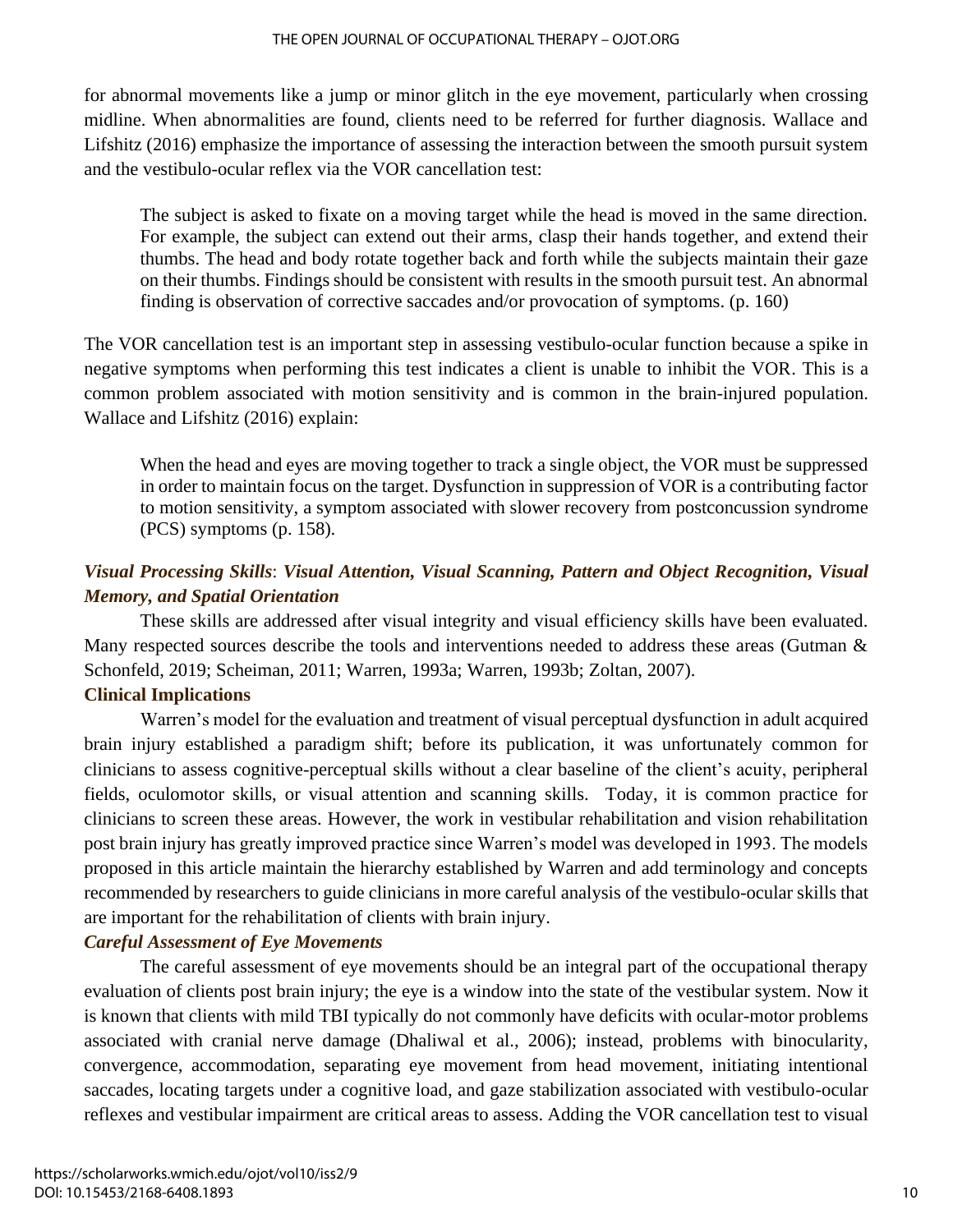for abnormal movements like a jump or minor glitch in the eye movement, particularly when crossing midline. When abnormalities are found, clients need to be referred for further diagnosis. Wallace and Lifshitz (2016) emphasize the importance of assessing the interaction between the smooth pursuit system and the vestibulo-ocular reflex via the VOR cancellation test:

> The subject is asked to fixate on a moving target while the head is moved in the same direction. For example, the subject can extend out their arms, clasp their hands together, and extend their thumbs. The head and body rotate together back and forth while the subjects maintain their gaze on their thumbs. Findings should be consistent with results in the smooth pursuit test. An abnormal finding is observation of corrective saccades and/or provocation of symptoms. (p. 160)

The VOR cancellation test is an important step in assessing vestibulo-ocular function because a spike in negative symptoms when performing this test indicates a client is unable to inhibit the VOR. This is a common problem associated with motion sensitivity and is common in the brain-injured population. Wallace and Lifshitz (2016) explain:

> When the head and eyes are moving together to track a single object, the VOR must be suppressed in order to maintain focus on the target. Dysfunction in suppression of VOR is a contributing factor to motion sensitivity, a symptom associated with slower recovery from postconcussion syndrome (PCS) symptoms (p. 158).

### *Visual Processing Skills*: *Visual Attention, Visual Scanning, Pattern and Object Recognition, Visual Memory, and Spatial Orientation*

These skills are addressed after visual integrity and visual efficiency skills have been evaluated. Many respected sources describe the tools and interventions needed to address these areas (Gutman & Schonfeld, 2019; Scheiman, 2011; Warren, 1993a; Warren, 1993b; Zoltan, 2007).

## Clinical Implications

Warren's model for the evaluation and treatment of visual perceptual dysfunction in adult acquired brain injury established a paradigm shift; before its publication, it was unfortunately common for clinicians to assess cognitive-perceptual skills without a clear baseline of the client's acuity, peripheral fields, oculomotor skills, or visual attention and scanning skills. Today, it is common practice for clinicians to screen these areas. However, the work in vestibular rehabilitation and vision rehabilitation post brain injury has greatly improved practice since Warren's model was developed in 1993. The models proposed in this article maintain the hierarchy established by Warren and add terminology and concepts recommended by researchers to guide clinicians in more careful analysis of the vestibulo-ocular skills that are important for the rehabilitation of clients with brain injury.

### *Careful Assessment of Eye Movements*

The careful assessment of eye movements should be an integral part of the occupational therapy evaluation of clients post brain injury; the eye is a window into the state of the vestibular system. Now it is known that clients with mild TBI typically do not commonly have deficits with ocular-motor problems associated with cranial nerve damage (Dhaliwal et al., 2006); instead, problems with binocularity, convergence, accommodation, separating eye movement from head movement, initiating intentional saccades, locating targets under a cognitive load, and gaze stabilization associated with vestibulo-ocular reflexes and vestibular impairment are critical areas to assess. Adding the VOR cancellation test to visual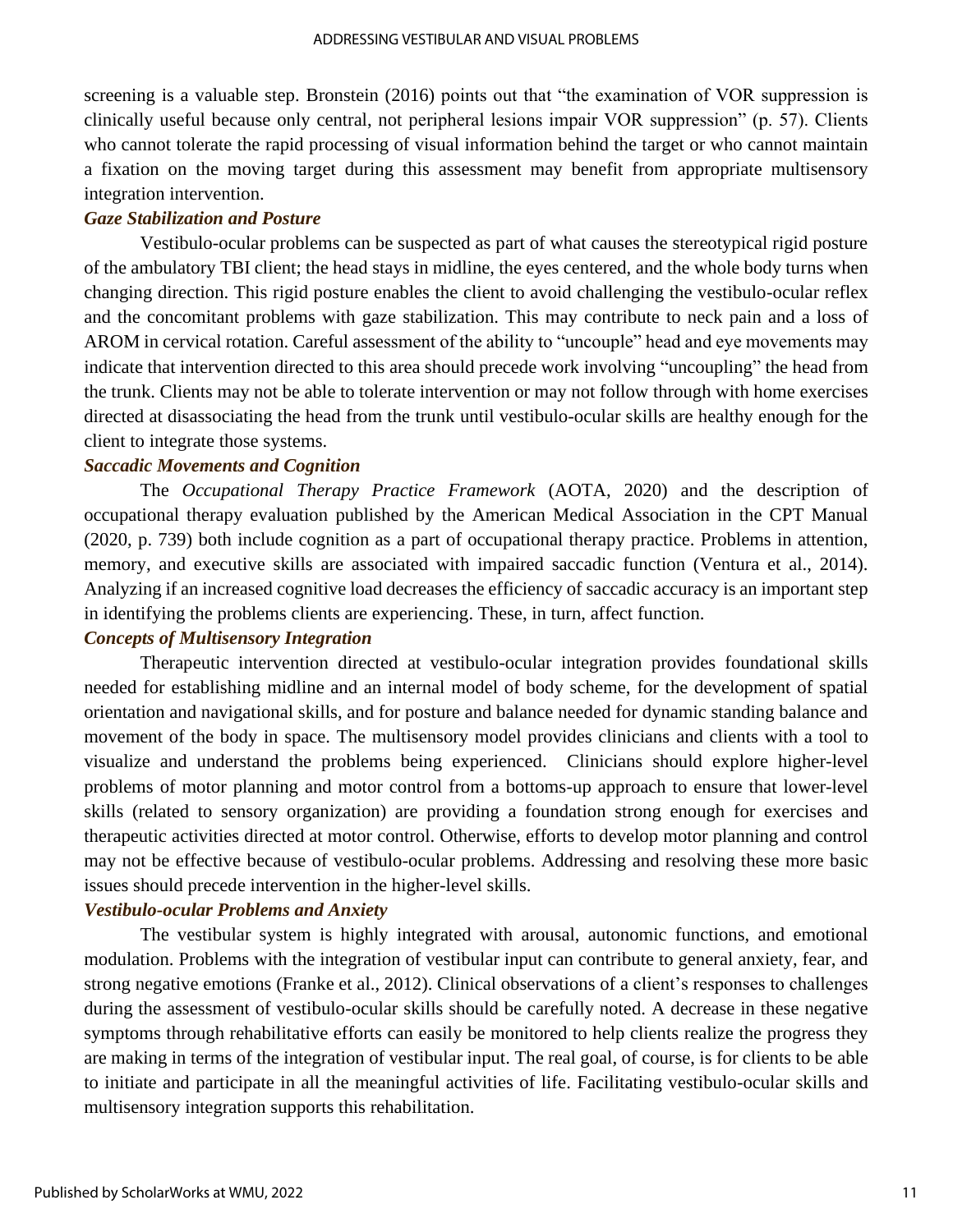screening is a valuable step. Bronstein (2016) points out that "the examination of VOR suppression is clinically useful because only central, not peripheral lesions impair VOR suppression" (p. 57). Clients who cannot tolerate the rapid processing of visual information behind the target or who cannot maintain a fixation on the moving target during this assessment may benefit from appropriate multisensory integration intervention.

### *Gaze Stabilization and Posture*

Vestibulo-ocular problems can be suspected as part of what causes the stereotypical rigid posture of the ambulatory TBI client; the head stays in midline, the eyes centered, and the whole body turns when changing direction. This rigid posture enables the client to avoid challenging the vestibulo-ocular reflex and the concomitant problems with gaze stabilization. This may contribute to neck pain and a loss of AROM in cervical rotation. Careful assessment of the ability to "uncouple" head and eye movements may indicate that intervention directed to this area should precede work involving "uncoupling" the head from the trunk. Clients may not be able to tolerate intervention or may not follow through with home exercises directed at disassociating the head from the trunk until vestibulo-ocular skills are healthy enough for the client to integrate those systems.

### *Saccadic Movements and Cognition*

The *Occupational Therapy Practice Framework* (AOTA, 2020) and the description of occupational therapy evaluation published by the American Medical Association in the CPT Manual (2020, p. 739) both include cognition as a part of occupational therapy practice. Problems in attention, memory, and executive skills are associated with impaired saccadic function (Ventura et al., 2014). Analyzing if an increased cognitive load decreases the efficiency of saccadic accuracy is an important step in identifying the problems clients are experiencing. These, in turn, affect function.

### *Concepts of Multisensory Integration*

Therapeutic intervention directed at vestibulo-ocular integration provides foundational skills needed for establishing midline and an internal model of body scheme, for the development of spatial orientation and navigational skills, and for posture and balance needed for dynamic standing balance and movement of the body in space. The multisensory model provides clinicians and clients with a tool to visualize and understand the problems being experienced. Clinicians should explore higher-level problems of motor planning and motor control from a bottoms-up approach to ensure that lower-level skills (related to sensory organization) are providing a foundation strong enough for exercises and therapeutic activities directed at motor control. Otherwise, efforts to develop motor planning and control may not be effective because of vestibulo-ocular problems. Addressing and resolving these more basic issues should precede intervention in the higher-level skills.

### *Vestibulo-ocular Problems and Anxiety*

The vestibular system is highly integrated with arousal, autonomic functions, and emotional modulation. Problems with the integration of vestibular input can contribute to general anxiety, fear, and strong negative emotions (Franke et al., 2012). Clinical observations of a client's responses to challenges during the assessment of vestibulo-ocular skills should be carefully noted. A decrease in these negative symptoms through rehabilitative efforts can easily be monitored to help clients realize the progress they are making in terms of the integration of vestibular input. The real goal, of course, is for clients to be able to initiate and participate in all the meaningful activities of life. Facilitating vestibulo-ocular skills and multisensory integration supports this rehabilitation.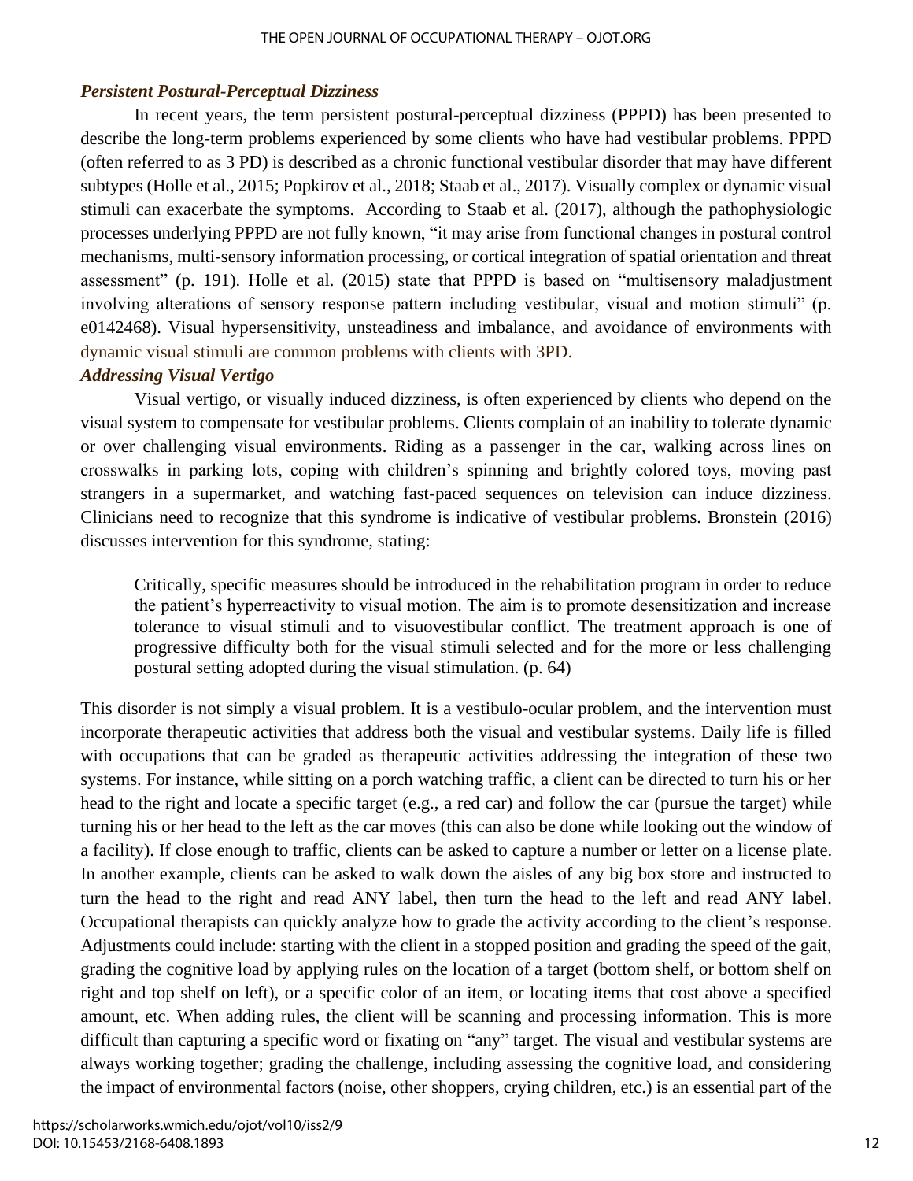### *Persistent Postural-Perceptual Dizziness*

In recent years, the term persistent postural-perceptual dizziness (PPPD) has been presented to describe the long-term problems experienced by some clients who have had vestibular problems. PPPD (often referred to as 3 PD) is described as a chronic functional vestibular disorder that may have different subtypes (Holle et al., 2015; Popkirov et al., 2018; Staab et al., 2017). Visually complex or dynamic visual stimuli can exacerbate the symptoms. According to Staab et al. (2017), although the pathophysiologic processes underlying PPPD are not fully known, "it may arise from functional changes in postural control mechanisms, multi-sensory information processing, or cortical integration of spatial orientation and threat assessment" (p. 191). Holle et al. (2015) state that PPPD is based on "multisensory maladjustment involving alterations of sensory response pattern including vestibular, visual and motion stimuli" (p. e0142468). Visual hypersensitivity, unsteadiness and imbalance, and avoidance of environments with dynamic visual stimuli are common problems with clients with 3PD.

### *Addressing Visual Vertigo*

Visual vertigo, or visually induced dizziness, is often experienced by clients who depend on the visual system to compensate for vestibular problems. Clients complain of an inability to tolerate dynamic or over challenging visual environments. Riding as a passenger in the car, walking across lines on crosswalks in parking lots, coping with children's spinning and brightly colored toys, moving past strangers in a supermarket, and watching fast-paced sequences on television can induce dizziness. Clinicians need to recognize that this syndrome is indicative of vestibular problems. Bronstein (2016) discusses intervention for this syndrome, stating:

> Critically, specific measures should be introduced in the rehabilitation program in order to reduce the patient's hyperreactivity to visual motion. The aim is to promote desensitization and increase tolerance to visual stimuli and to visuovestibular conflict. The treatment approach is one of progressive difficulty both for the visual stimuli selected and for the more or less challenging postural setting adopted during the visual stimulation. (p. 64)

This disorder is not simply a visual problem. It is a vestibulo-ocular problem, and the intervention must incorporate therapeutic activities that address both the visual and vestibular systems. Daily life is filled with occupations that can be graded as therapeutic activities addressing the integration of these two systems. For instance, while sitting on a porch watching traffic, a client can be directed to turn his or her head to the right and locate a specific target (e.g., a red car) and follow the car (pursue the target) while turning his or her head to the left as the car moves (this can also be done while looking out the window of a facility). If close enough to traffic, clients can be asked to capture a number or letter on a license plate. In another example, clients can be asked to walk down the aisles of any big box store and instructed to turn the head to the right and read ANY label, then turn the head to the left and read ANY label. Occupational therapists can quickly analyze how to grade the activity according to the client's response. Adjustments could include: starting with the client in a stopped position and grading the speed of the gait, grading the cognitive load by applying rules on the location of a target (bottom shelf, or bottom shelf on right and top shelf on left), or a specific color of an item, or locating items that cost above a specified amount, etc. When adding rules, the client will be scanning and processing information. This is more difficult than capturing a specific word or fixating on "any" target. The visual and vestibular systems are always working together; grading the challenge, including assessing the cognitive load, and considering the impact of environmental factors (noise, other shoppers, crying children, etc.) is an essential part of the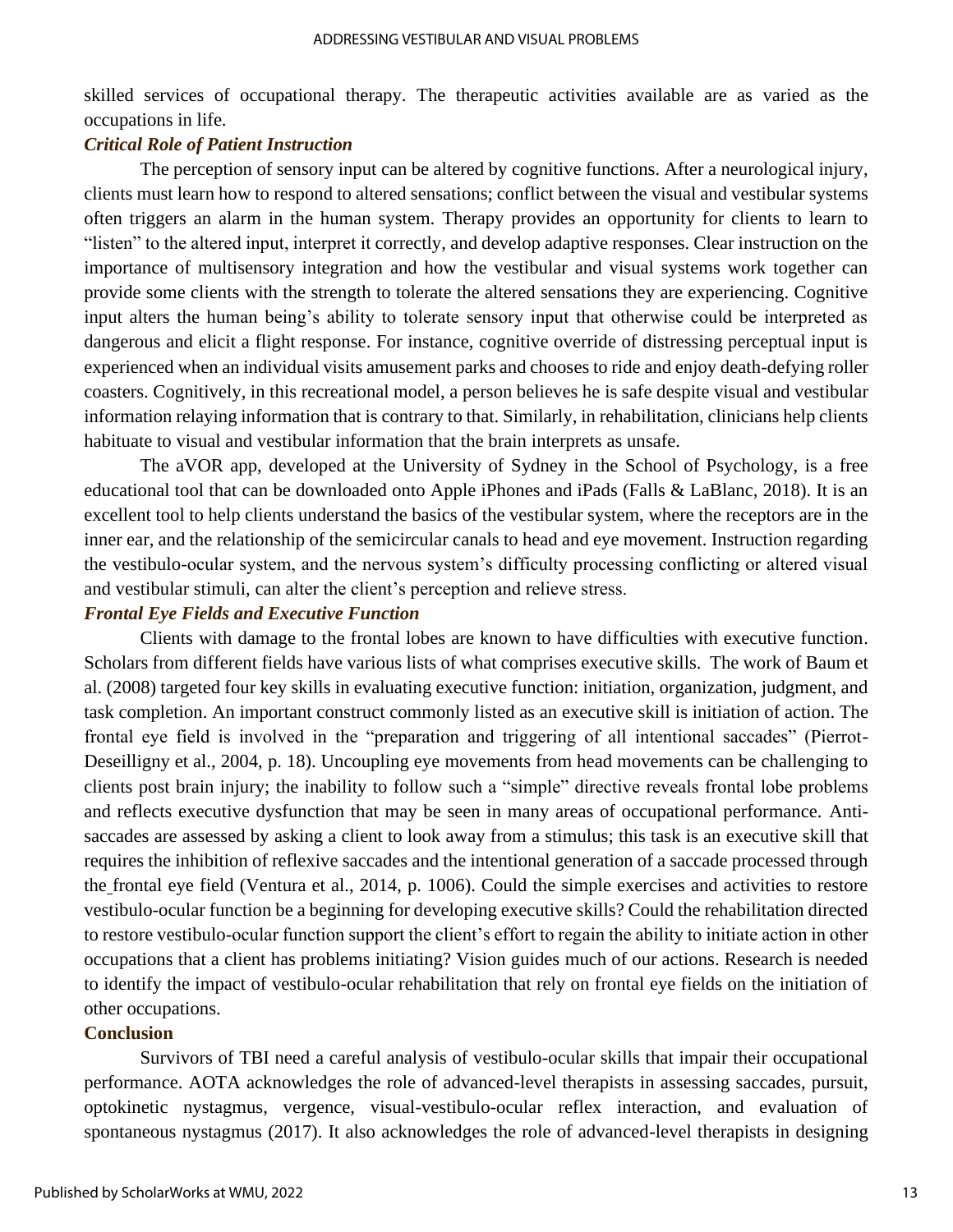skilled services of occupational therapy. The therapeutic activities available are as varied as the occupations in life.

### *Critical Role of Patient Instruction*

The perception of sensory input can be altered by cognitive functions. After a neurological injury, clients must learn how to respond to altered sensations; conflict between the visual and vestibular systems often triggers an alarm in the human system. Therapy provides an opportunity for clients to learn to "listen" to the altered input, interpret it correctly, and develop adaptive responses. Clear instruction on the importance of multisensory integration and how the vestibular and visual systems work together can provide some clients with the strength to tolerate the altered sensations they are experiencing. Cognitive input alters the human being's ability to tolerate sensory input that otherwise could be interpreted as dangerous and elicit a flight response. For instance, cognitive override of distressing perceptual input is experienced when an individual visits amusement parks and chooses to ride and enjoy death-defying roller coasters. Cognitively, in this recreational model, a person believes he is safe despite visual and vestibular information relaying information that is contrary to that. Similarly, in rehabilitation, clinicians help clients habituate to visual and vestibular information that the brain interprets as unsafe.

The aVOR app, developed at the University of Sydney in the School of Psychology, is a free educational tool that can be downloaded onto Apple iPhones and iPads (Falls & LaBlanc, 2018). It is an excellent tool to help clients understand the basics of the vestibular system, where the receptors are in the inner ear, and the relationship of the semicircular canals to head and eye movement. Instruction regarding the vestibulo-ocular system, and the nervous system's difficulty processing conflicting or altered visual and vestibular stimuli, can alter the client's perception and relieve stress.

### *Frontal Eye Fields and Executive Function*

Clients with damage to the frontal lobes are known to have difficulties with executive function. Scholars from different fields have various lists of what comprises executive skills. The work of Baum et al. (2008) targeted four key skills in evaluating executive function: initiation, organization, judgment, and task completion. An important construct commonly listed as an executive skill is initiation of action. The frontal eye field is involved in the "preparation and triggering of all intentional saccades" (Pierrot-Deseilligny et al., 2004, p. 18). Uncoupling eye movements from head movements can be challenging to clients post brain injury; the inability to follow such a "simple" directive reveals frontal lobe problems and reflects executive dysfunction that may be seen in many areas of occupational performance. Anti-saccades are assessed by asking a client to look away from a stimulus; this task is an executive skill that requires the inhibition of reflexive saccades and the intentional generation of a saccade processed through the frontal eye field (Ventura et al., 2014, p. 1006). Could the simple exercises and activities to restore vestibulo-ocular function be a beginning for developing executive skills? Could the rehabilitation directed to restore vestibulo-ocular function support the client's effort to regain the ability to initiate action in other occupations that a client has problems initiating? Vision guides much of our actions. Research is needed to identify the impact of vestibulo-ocular rehabilitation that rely on frontal eye fields on the initiation of other occupations.

## Conclusion

Survivors of TBI need a careful analysis of vestibulo-ocular skills that impair their occupational performance. AOTA acknowledges the role of advanced-level therapists in assessing saccades, pursuit, optokinetic nystagmus, vergence, visual-vestibulo-ocular reflex interaction, and evaluation of spontaneous nystagmus (2017). It also acknowledges the role of advanced-level therapists in designing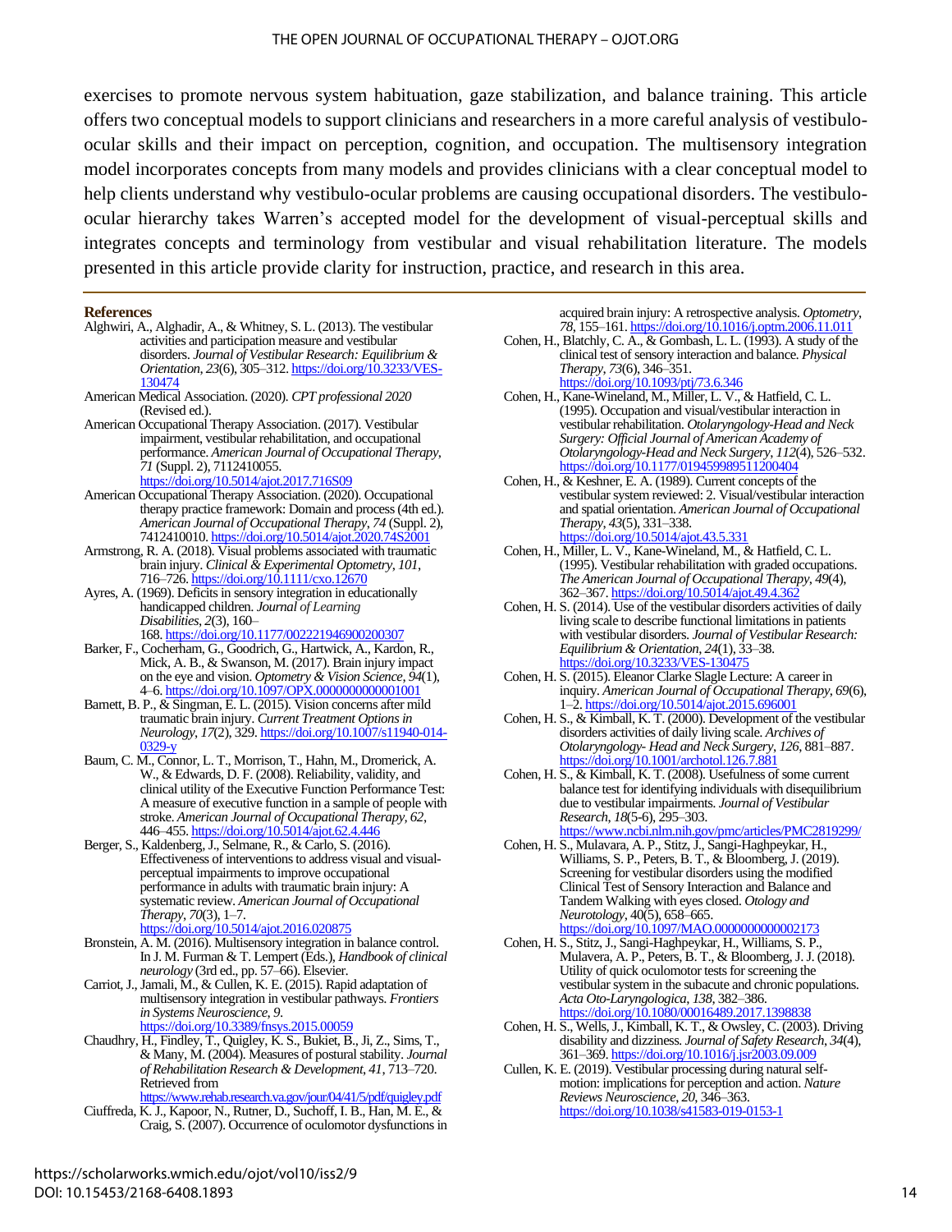exercises to promote nervous system habituation, gaze stabilization, and balance training. This article offers two conceptual models to support clinicians and researchers in a more careful analysis of vestibulo-ocular skills and their impact on perception, cognition, and occupation. The multisensory integration model incorporates concepts from many models and provides clinicians with a clear conceptual model to help clients understand why vestibulo-ocular problems are causing occupational disorders. The vestibulo-ocular hierarchy takes Warren's accepted model for the development of visual-perceptual skills and integrates concepts and terminology from vestibular and visual rehabilitation literature. The models presented in this article provide clarity for instruction, practice, and research in this area.

## References

Alghwiri, A., Alghadir, A., & Whitney, S. L. (2013). The vestibular activities and participation measure and vestibular disorders. *Journal of Vestibular Research: Equilibrium & Orientation*, *23*(6), 305–312. https://doi.org/10.3233/VES-130474

American Medical Association. (2020). *CPT professional 2020* (Revised ed.).

American Occupational Therapy Association. (2017). Vestibular impairment, vestibular rehabilitation, and occupational performance. *American Journal of Occupational Therapy*, *71* (Suppl. 2), 7112410055. https://doi.org/10.5014/ajot.2017.716S09

American Occupational Therapy Association. (2020). Occupational therapy practice framework: Domain and process (4th ed.). *American Journal of Occupational Therapy*, *74* (Suppl. 2), 7412410010. https://doi.org/10.5014/ajot.2020.74S2001

Armstrong, R. A. (2018). Visual problems associated with traumatic brain injury. *Clinical & Experimental Optometry*, *101*, 716–726. https://doi.org/10.1111/cxo.12670

Ayres, A. (1969). Deficits in sensory integration in educationally handicapped children. *Journal of Learning Disabilities*, *2*(3), 160–168. https://doi.org/10.1177/002221946900200307

Barker, F., Cocherham, G., Goodrich, G., Hartwick, A., Kardon, R., Mick, A. B., & Swanson, M. (2017). Brain injury impact on the eye and vision. *Optometry & Vision Science*, *94*(1), 4–6. https://doi.org/10.1097/OPX.0000000000001001

Barnett, B. P., & Singman, E. L. (2015). Vision concerns after mild traumatic brain injury. *Current Treatment Options in Neurology*, *17*(2), 329. https://doi.org/10.1007/s11940-014-0329-y

Baum, C. M., Connor, L. T., Morrison, T., Hahn, M., Dromerick, A. W., & Edwards, D. F. (2008). Reliability, validity, and clinical utility of the Executive Function Performance Test: A measure of executive function in a sample of people with stroke. *American Journal of Occupational Therapy, 62*, 446–455. https://doi.org/10.5014/ajot.62.4.446

Berger, S., Kaldenberg, J., Selmane, R., & Carlo, S. (2016). Effectiveness of interventions to address visual and visual-perceptual impairments to improve occupational performance in adults with traumatic brain injury: A systematic review. *American Journal of Occupational Therapy*, *70*(3), 1–7. https://doi.org/10.5014/ajot.2016.020875

Bronstein, A. M. (2016). Multisensory integration in balance control. In J. M. Furman & T. Lempert (Eds.), *Handbook of clinical neurology* (3rd ed., pp. 57–66). Elsevier.

Carriot, J., Jamali, M., & Cullen, K. E. (2015). Rapid adaptation of multisensory integration in vestibular pathways. *Frontiers in Systems Neuroscience*, *9*. https://doi.org/10.3389/fnsys.2015.00059

Chaudhry, H., Findley, T., Quigley, K. S., Bukiet, B., Ji, Z., Sims, T., & Many, M. (2004). Measures of postural stability. *Journal of Rehabilitation Research & Development*, *41*, 713–720. Retrieved from https://www.rehab.research.va.gov/jour/04/41/5/pdf/quigley.pdf

Ciuffreda, K. J., Kapoor, N., Rutner, D., Suchoff, I. B., Han, M. E., & Craig, S. (2007). Occurrence of oculomotor dysfunctions in acquired brain injury: A retrospective analysis. *Optometry*, *78*, 155–161. https://doi.org/10.1016/j.optm.2006.11.011

Cohen, H., Blatchly, C. A., & Gombash, L. L. (1993). A study of the clinical test of sensory interaction and balance. *Physical Therapy*, *73*(6), 346–351. https://doi.org/10.1093/ptj/73.6.346

Cohen, H., Kane-Wineland, M., Miller, L. V., & Hatfield, C. L. (1995). Occupation and visual/vestibular interaction in vestibular rehabilitation. *Otolaryngology-Head and Neck Surgery: Official Journal of American Academy of Otolaryngology-Head and Neck Surgery*, *112*(4), 526–532. https://doi.org/10.1177/019459989511200404

Cohen, H., & Keshner, E. A. (1989). Current concepts of the vestibular system reviewed: 2. Visual/vestibular interaction and spatial orientation. *American Journal of Occupational Therapy*, *43*(5), 331–338. https://doi.org/10.5014/ajot.43.5.331

Cohen, H., Miller, L. V., Kane-Wineland, M., & Hatfield, C. L. (1995). Vestibular rehabilitation with graded occupations. *The American Journal of Occupational Therapy*, *49*(4), 362–367. https://doi.org/10.5014/ajot.49.4.362

Cohen, H. S. (2014). Use of the vestibular disorders activities of daily living scale to describe functional limitations in patients with vestibular disorders. *Journal of Vestibular Research: Equilibrium & Orientation*, *24*(1), 33–38. https://doi.org/10.3233/VES-130475

Cohen, H. S. (2015). Eleanor Clarke Slagle Lecture: A career in inquiry. *American Journal of Occupational Therapy*, *69*(6), 1–2. https://doi.org/10.5014/ajot.2015.696001

Cohen, H. S., & Kimball, K. T. (2000). Development of the vestibular disorders activities of daily living scale. *Archives of Otolaryngology- Head and Neck Surgery*, *126*, 881–887. https://doi.org/10.1001/archotol.126.7.881

Cohen, H. S., & Kimball, K. T. (2008). Usefulness of some current balance test for identifying individuals with disequilibrium due to vestibular impairments. *Journal of Vestibular Research*, *18*(5-6), 295–303. https://www.ncbi.nlm.nih.gov/pmc/articles/PMC2819299/

Cohen, H. S., Mulavara, A. P., Stitz, J., Sangi-Haghpeykar, H., Williams, S. P., Peters, B. T., & Bloomberg, J. (2019). Screening for vestibular disorders using the modified Clinical Test of Sensory Interaction and Balance and Tandem Walking with eyes closed. *Otology and Neurotology*, 40(5), 658–665. https://doi.org/10.1097/MAO.0000000000002173

Cohen, H. S., Stitz, J., Sangi-Haghpeykar, H., Williams, S. P., Mulavera, A. P., Peters, B. T., & Bloomberg, J. J. (2018). Utility of quick oculomotor tests for screening the vestibular system in the subacute and chronic populations. *Acta Oto-Laryngologica*, *138*, 382–386. https://doi.org/10.1080/00016489.2017.1398838

Cohen, H. S., Wells, J., Kimball, K. T., & Owsley, C. (2003). Driving disability and dizziness. *Journal of Safety Research*, *34*(4), 361–369. https://doi.org/10.1016/j.jsr2003.09.009

Cullen, K. E. (2019). Vestibular processing during natural self-motion: implications for perception and action. *Nature Reviews Neuroscience*, *20*, 346–363. https://doi.org/10.1038/s41583-019-0153-1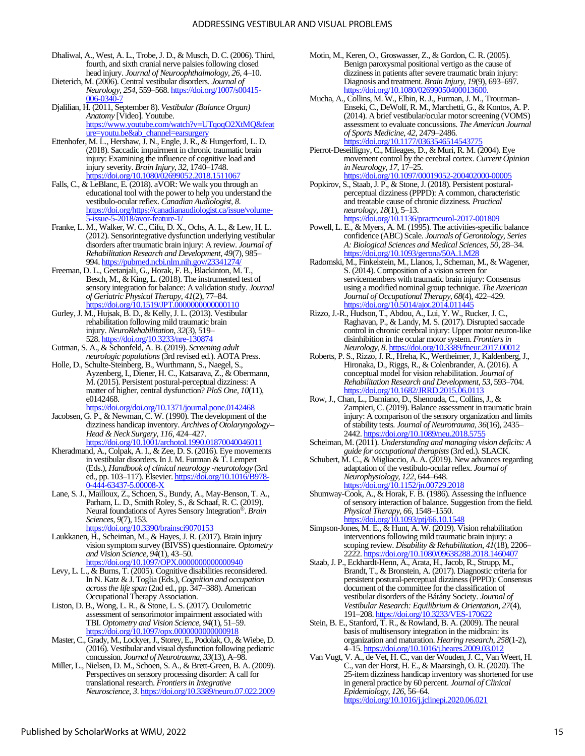Dhaliwal, A., West, A. L., Trobe, J. D., & Musch, D. C. (2006). Third, fourth, and sixth cranial nerve palsies following closed head injury. *Journal of Neuroophthalmology*, *26*, 4–10.

Dieterich, M. (2006). Central vestibular disorders. *Journal of Neurology*, *254*, 559–568. https://doi.org/10.1007/s00415-006-0340-7

Djalilian, H. (2011, September 8). *Vestibular (Balance Organ) Anatomy* [Video]. Youtube. https://www.youtube.com/watch?v=UTqoqO2XtMQ&feature=youtu.be&ab_channel=earsurgery

Ettenhofer, M. L., Hershaw, J. N., Engle, J. R., & Hungerford, L. D. (2018). Saccadic impairment in chronic traumatic brain injury: Examining the influence of cognitive load and injury severity. *Brain Injury*, *32*, 1740–1748. https://doi.org/10.1080/02699052.2018.1511067

Falls, C., & LeBlanc, E. (2018). aVOR: We walk you through an educational tool with the power to help you understand the vestibulo-ocular reflex. *Canadian Audiologist*, *8*. https://doi.org/https://canadianaudiologist.ca/issue/volume-5-issue-5-2018/avor-feature-1/

Franke, L. M., Walker, W. C., Cifu, D. X., Ochs, A. L., & Lew, H. L. (2012). Sensorintegrative dysfunction underlying vestibular disorders after traumatic brain injury: A review. *Journal of Rehabilitation Research and Development*, *49*(7), 985–994. https://pubmed.ncbi.nlm.nih.gov/23341274/

Freeman, D. L., Geetanjali, G., Horak, F. B., Blackinton, M. T., Besch, M., & King, L. (2018). The instrumented test of sensory integration for balance: A validation study. *Journal of Geriatric Physical Therapy*, *41*(2), 77–84. https://doi.org/10.1519/JPT.0000000000000110

Gurley, J. M., Hujsak, B. D., & Kelly, J. L. (2013). Vestibular rehabilitation following mild traumatic brain injury. *NeuroRehabilitation*, *32*(3), 519–528. https://doi.org/10.3233/nre-130874

Gutman, S. A., & Schonfeld, A. B. (2019). *Screening adult neurologic populations* (3rd revised ed.). AOTA Press.

Holle, D., Schulte-Steinberg, B., Wurthmann, S., Naegel, S., Ayzenberg, I., Diener, H. C., Katsarava, Z., & Obermann, M. (2015). Persistent postural-perceptual dizziness: A matter of higher, central dysfunction? *PloS One*, *10*(11), e0142468. https://doi.org/doi.org/10.1371/journal.pone.0142468

Jacobsen, G. P., & Newman, C. W. (1990). The development of the dizziness handicap inventory. *Archives of Otolaryngology--Head & Neck Surgery*, *116*, 424–427. https://doi.org/10.1001/archotol.1990.01870040046011

Kheradmand, A., Colpak, A. I., & Zee, D. S. (2016). Eye movements in vestibular disorders. In J. M. Furman & T. Lempert (Eds.), *Handbook of clinical neurology -neurotology* (3rd ed., pp. 103–117). Elsevier. https://doi.org/10.1016/B978-0-444-63437-5.00008-X

Lane, S. J., Mailloux, Z., Schoen, S., Bundy, A., May-Benson, T. A., Parham, L. D., Smith Roley, S., & Schaaf, R. C. (2019). Neural foundations of Ayres Sensory Integration®. *Brain Sciences*, *9*(7), 153. https://doi.org/10.3390/brainsci9070153

Laukkanen, H., Scheiman, M., & Hayes, J. R. (2017). Brain injury vision symptom survey (BIVSS) questionnaire. *Optometry and Vision Science*, *94*(1), 43–50. https://doi.org/10.1097/OPX.0000000000000940

Levy, L. L., & Burns, T. (2005). Cognitive disabilities reconsidered. In N. Katz & J. Toglia (Eds.), *Cognition and occupation across the life span* (2nd ed., pp. 347–388). American Occupational Therapy Association.

Liston, D. B., Wong, L. R., & Stone, L. S. (2017). Oculometric assessment of sensorimotor impairment associated with TBI. *Optometry and Vision Science*, *94*(1), 51–59. https://doi.org/10.1097/opx.0000000000000918

Master, C., Grady, M., Lockyer, J., Storey, E., Podolak, O., & Wiebe, D. (2016). Vestibular and visual dysfunction following pediatric concussion. *Journal of Neurotrauma*, *33*(13), A–98.

Miller, L., Nielsen, D. M., Schoen, S. A., & Brett-Green, B. A. (2009). Perspectives on sensory processing disorder: A call for translational research. *Frontiers in Integrative Neuroscience*, *3*. https://doi.org/10.3389/neuro.07.022.2009

Motin, M., Keren, O., Groswasser, Z., & Gordon, C. R. (2005). Benign paroxysmal positional vertigo as the cause of dizziness in patients after severe traumatic brain injury: Diagnosis and treatment. *Brain Injury*, *19*(9), 693–697. https://doi.org/10.1080/02699050400013600.

Mucha, A., Collins, M. W., Elbin, R. J., Furman, J. M., Troutman-Enseki, C., DeWolf, R. M., Marchetti, G., & Kontos, A. P. (2014). A brief vestibular/ocular motor screening (VOMS) assessment to evaluate concussions. *The American Journal of Sports Medicine*, *42*, 2479–2486. https://doi.org/10.1177/0363546514543775

Pierrot-Deseilligny, C., Mileages, D., & Muri, R. M. (2004). Eye movement control by the cerebral cortex. *Current Opinion in Neurology*, *17*, 17–25. https://doi.org/10.1097/00019052-200402000-00005

Popkirov, S., Staab, J. P., & Stone, J. (2018). Persistent postural-perceptual dizziness (PPPD): A common, characteristic and treatable cause of chronic dizziness. *Practical neurology*, *18*(1), 5–13. https://doi.org/10.1136/practneurol-2017-001809

Powell, L. E., & Myers, A. M. (1995). The activities-specific balance confidence (ABC) Scale. *Journals of Gerontology, Series A: Biological Sciences and Medical Sciences*, *50*, 28–34. https://doi.org/10.1093/gerona/50A.1.M28

Radomski, M., Finkelstein, M., Llanos, I., Scheman, M., & Wagener, S. (2014). Composition of a vision screen for servicemembers with traumatic brain injury: Consensus using a modified nominal group technique. *The American Journal of Occupational Therapy*, *68*(4), 422–429. https://doi.org/10.5014/ajot.2014.011445

Rizzo, J.-R., Hudson, T., Abdou, A., Lui, Y. W., Rucker, J. C., Raghavan, P., & Landy, M. S. (2017). Disrupted saccade control in chronic cerebral injury: Upper motor neuron-like disinhibition in the ocular motor system. *Frontiers in Neurology*, *8*. https://doi.org/10.3389/fneur.2017.00012

Roberts, P. S., Rizzo, J. R., Hreha, K., Wertheimer, J., Kaldenberg, J., Hironaka, D., Riggs, R., & Colenbrander, A. (2016). A conceptual model for vision rehabilitation. *Journal of Rehabilitation Research and Development*, *53*, 593–704. https://doi.org/10.1682/JRRD.2015.06.0113

Row, J., Chan, L., Damiano, D., Shenouda, C., Collins, J., & Zampieri, C. (2019). Balance assessment in traumatic brain injury: A comparison of the sensory organization and limits of stability tests. *Journal of Neurotrauma*, *36*(16), 2435–2442. https://doi.org/10.1089/neu.2018.5755

Scheiman, M. (2011). *Understanding and managing vision deficits: A guide for occupational therapists* (3rd ed.). SLACK.

Schubert, M. C., & Migliaccio, A. A. (2019). New advances regarding adaptation of the vestibulo-ocular reflex. *Journal of Neurophysiology*, *122*, 644–648. https://doi.org/10.1152/jn.00729.2018

Shumway-Cook, A., & Horak, F. B. (1986). Assessing the influence of sensory interaction of balance. Suggestion from the field. *Physical Therapy*, *66*, 1548–1550. https://doi.org/10.1093/ptj/66.10.1548

Simpson-Jones, M. E., & Hunt, A. W. (2019). Vision rehabilitation interventions following mild traumatic brain injury: a scoping review. *Disability & Rehabilitation*, *41*(18), 2206–2222. https://doi.org/10.1080/09638288.2018.1460407

Staab, J. P., Eckhardt-Henn, A., Arata, H., Jacob, R., Strupp, M., Brandt, T., & Bronstein, A. (2017). Diagnostic criteria for persistent postural-perceptual dizziness (PPPD): Consensus document of the committee for the classification of vestibular disorders of the Bárány Society. *Journal of Vestibular Research: Equilibrium & Orientation*, *27*(4), 191–208. https://doi.org/10.3233/VES-170622

Stein, B. E., Stanford, T. R., & Rowland, B. A. (2009). The neural basis of multisensory integration in the midbrain: its organization and maturation. *Hearing research*, *258*(1-2), 4–15. https://doi.org/10.1016/j.heares.2009.03.012

Van Vugt, V. A., de Vet, H. C., van der Wouden, J. C., Van Weert, H. C., van der Horst, H. E., & Maarsingh, O. R. (2020). The 25-item dizziness handicap inventory was shortened for use in general practice by 60 percent. *Journal of Clinical Epidemiology*, *126*, 56–64. https://doi.org/10.1016/j.jclinepi.2020.06.021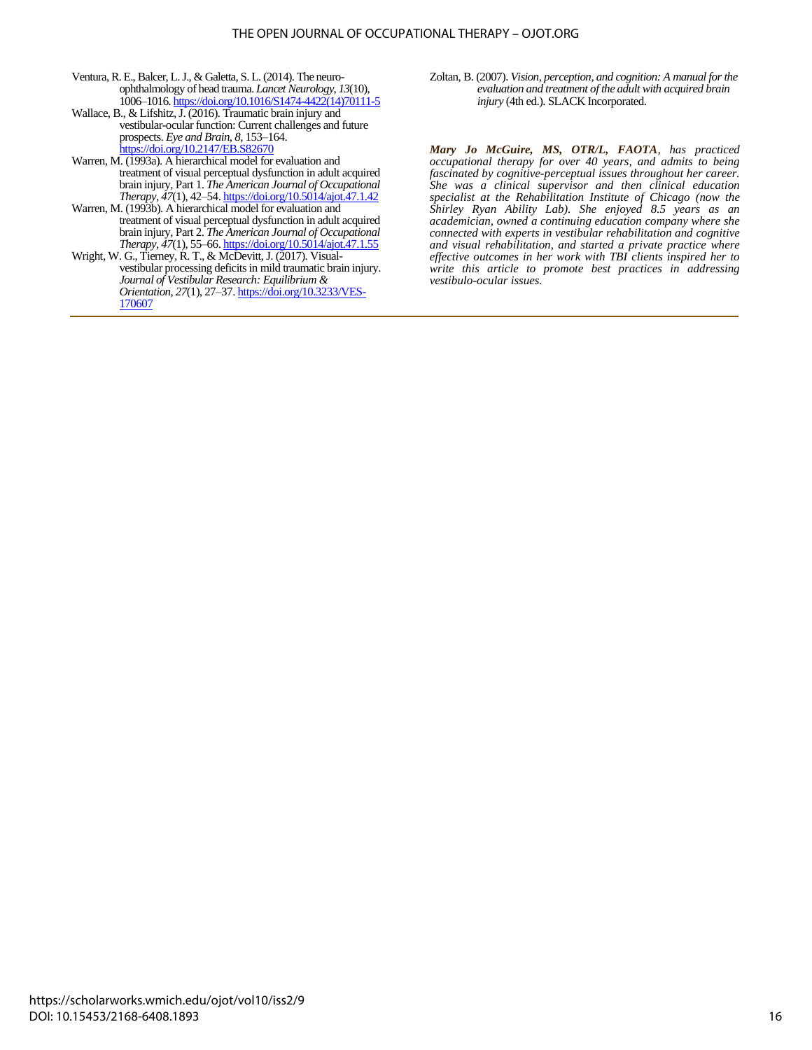Ventura, R. E., Balcer, L. J., & Galetta, S. L. (2014). The neuro-ophthalmology of head trauma. *Lancet Neurology*, *13*(10), 1006–1016. https://doi.org/10.1016/S1474-4422(14)70111-5

Wallace, B., & Lifshitz, J. (2016). Traumatic brain injury and vestibular-ocular function: Current challenges and future prospects. *Eye and Brain*, *8*, 153–164. https://doi.org/10.2147/EB.S82670

Warren, M. (1993a). A hierarchical model for evaluation and treatment of visual perceptual dysfunction in adult acquired brain injury, Part 1. *The American Journal of Occupational Therapy*, *47*(1), 42–54. https://doi.org/10.5014/ajot.47.1.42

Warren, M. (1993b). A hierarchical model for evaluation and treatment of visual perceptual dysfunction in adult acquired brain injury, Part 2. *The American Journal of Occupational Therapy*, *47*(1), 55–66. https://doi.org/10.5014/ajot.47.1.55

Wright, W. G., Tierney, R. T., & McDevitt, J. (2017). Visual-vestibular processing deficits in mild traumatic brain injury. *Journal of Vestibular Research: Equilibrium & Orientation*, *27*(1), 27–37. https://doi.org/10.3233/VES-170607

Zoltan, B. (2007). *Vision, perception, and cognition: A manual for the evaluation and treatment of the adult with acquired brain injury* (4th ed.). SLACK Incorporated.

***Mary Jo McGuire, MS, OTR/L, FAOTA**, has practiced occupational therapy for over 40 years, and admits to being fascinated by cognitive-perceptual issues throughout her career. She was a clinical supervisor and then clinical education specialist at the Rehabilitation Institute of Chicago (now the Shirley Ryan Ability Lab). She enjoyed 8.5 years as an academician, owned a continuing education company where she connected with experts in vestibular rehabilitation and cognitive and visual rehabilitation, and started a private practice where effective outcomes in her work with TBI clients inspired her to write this article to promote best practices in addressing vestibulo-ocular issues.*